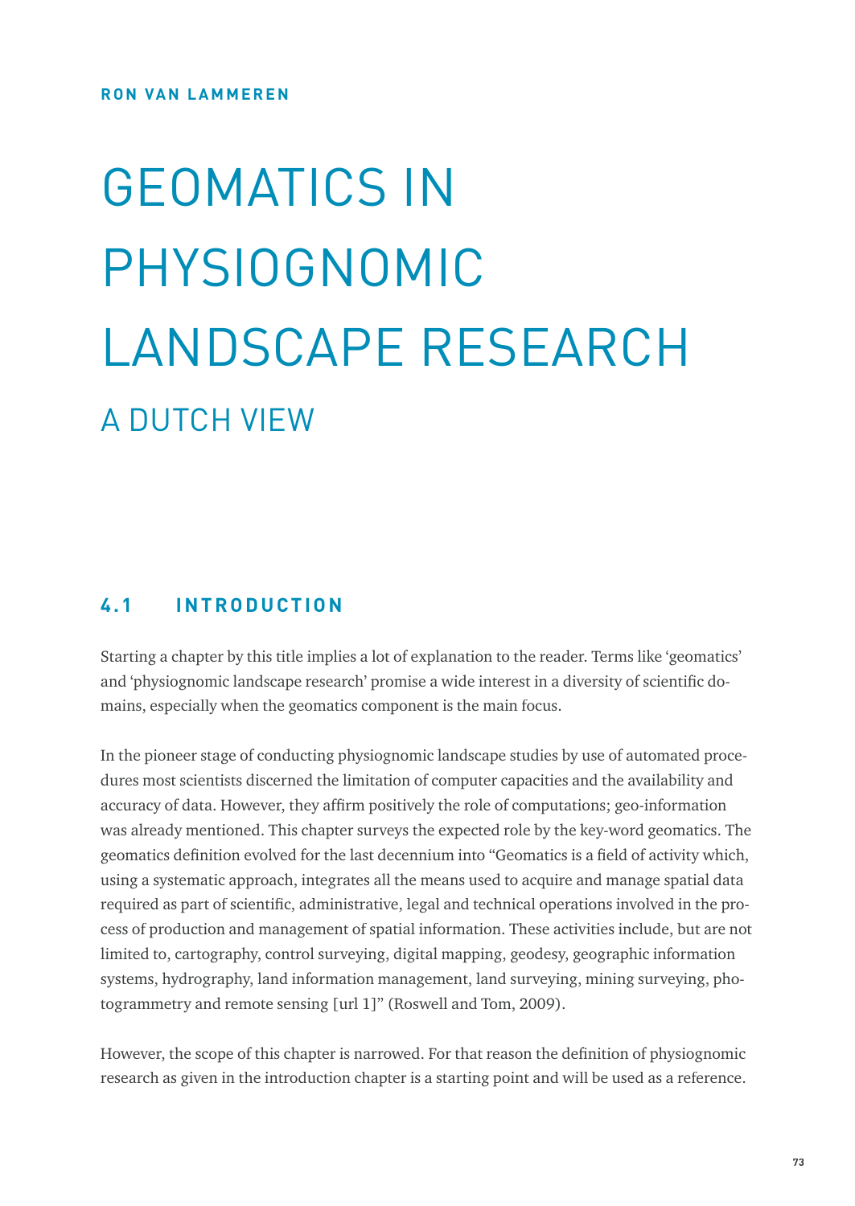**RON VAN LAMMEREN**

# GEOMATICS IN PHYSIOGNOMIC LANDSCAPE RESEARCH

## A DUTCH VIEW

### 4.1 INTRODUCTION

Starting a chapter by this title implies a lot of explanation to the reader. Terms like 'geomatics' and 'physiognomic landscape research' promise a wide interest in a diversity of scientific domains, especially when the geomatics component is the main focus.

In the pioneer stage of conducting physiognomic landscape studies by use of automated procedures most scientists discerned the limitation of computer capacities and the availability and accuracy of data. However, they affirm positively the role of computations; geo-information was already mentioned. This chapter surveys the expected role by the key-word geomatics. The geomatics definition evolved for the last decennium into "Geomatics is a field of activity which, using a systematic approach, integrates all the means used to acquire and manage spatial data required as part of scientific, administrative, legal and technical operations involved in the process of production and management of spatial information. These activities include, but are not limited to, cartography, control surveying, digital mapping, geodesy, geographic information systems, hydrography, land information management, land surveying, mining surveying, photogrammetry and remote sensing [url 1]" (Roswell and Tom, 2009).

However, the scope of this chapter is narrowed. For that reason the definition of physiognomic research as given in the introduction chapter is a starting point and will be used as a reference.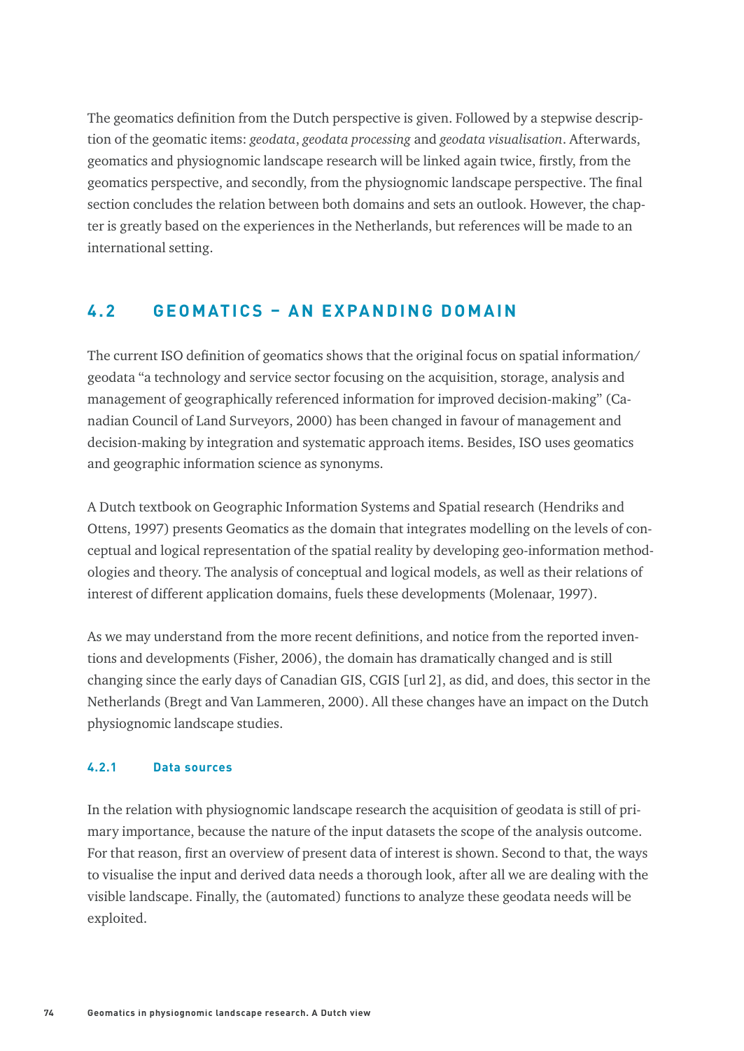The geomatics definition from the Dutch perspective is given. Followed by a stepwise description of the geomatic items: *geodata*, *geodata processing* and *geodata visualisation*. Afterwards, geomatics and physiognomic landscape research will be linked again twice, firstly, from the geomatics perspective, and secondly, from the physiognomic landscape perspective. The final section concludes the relation between both domains and sets an outlook. However, the chapter is greatly based on the experiences in the Netherlands, but references will be made to an international setting.

## 4.2 GEOMATICS – AN EXPANDING DOMAIN

The current ISO definition of geomatics shows that the original focus on spatial information/ geodata "a technology and service sector focusing on the acquisition, storage, analysis and management of geographically referenced information for improved decision-making" (Canadian Council of Land Surveyors, 2000) has been changed in favour of management and decision-making by integration and systematic approach items. Besides, ISO uses geomatics and geographic information science as synonyms.

A Dutch textbook on Geographic Information Systems and Spatial research (Hendriks and Ottens, 1997) presents Geomatics as the domain that integrates modelling on the levels of conceptual and logical representation of the spatial reality by developing geo-information methodologies and theory. The analysis of conceptual and logical models, as well as their relations of interest of different application domains, fuels these developments (Molenaar, 1997).

As we may understand from the more recent definitions, and notice from the reported inventions and developments (Fisher, 2006), the domain has dramatically changed and is still changing since the early days of Canadian GIS, CGIS [url 2], as did, and does, this sector in the Netherlands (Bregt and Van Lammeren, 2000). All these changes have an impact on the Dutch physiognomic landscape studies.

### 4.2.1 Data sources

In the relation with physiognomic landscape research the acquisition of geodata is still of primary importance, because the nature of the input datasets the scope of the analysis outcome. For that reason, first an overview of present data of interest is shown. Second to that, the ways to visualise the input and derived data needs a thorough look, after all we are dealing with the visible landscape. Finally, the (automated) functions to analyze these geodata needs will be exploited.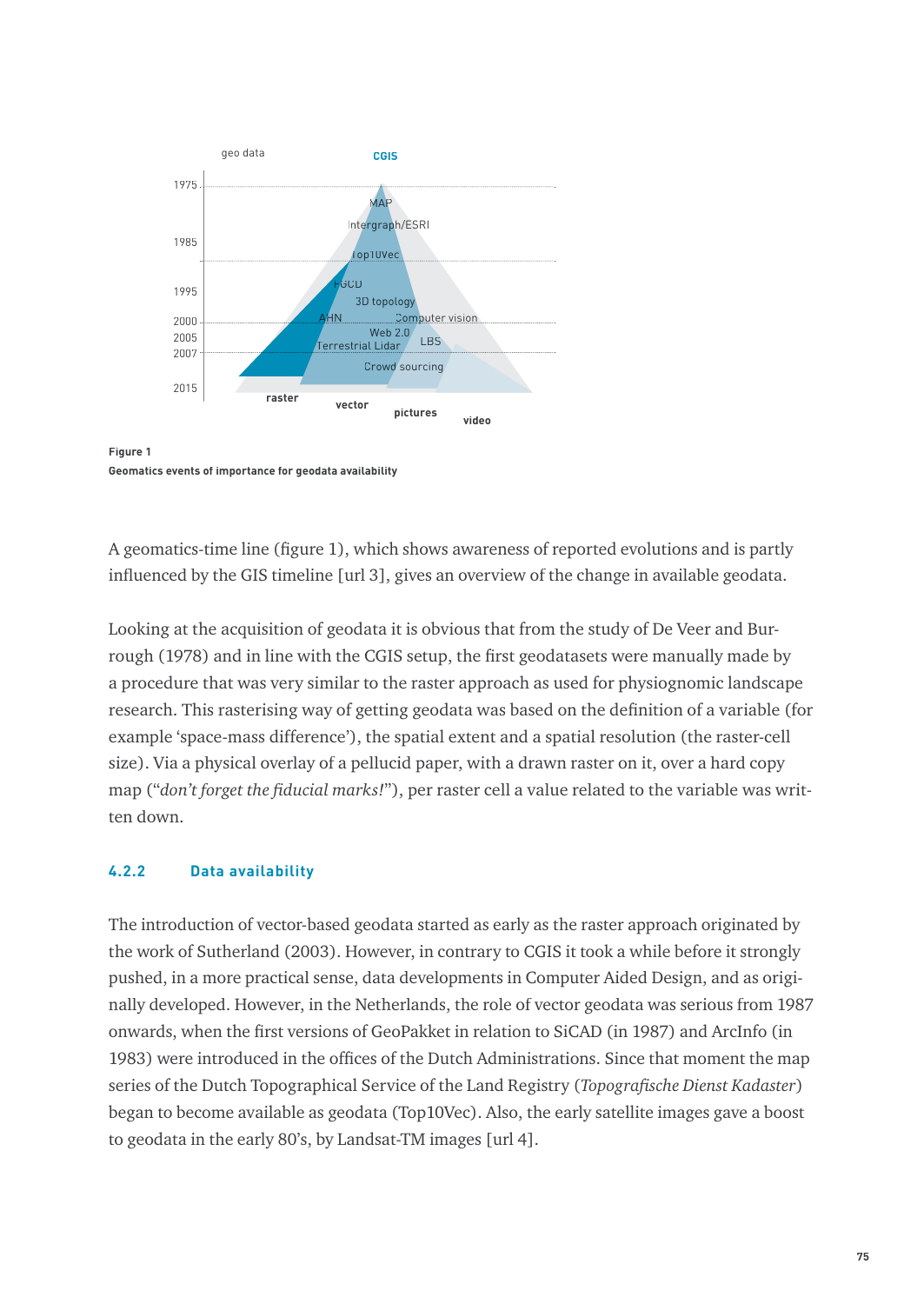geo data

CGIS

1975

1985

1995

2000

2005

2007

2015

MAP

Intergraph/ESRI

Top10Vec

FGCD

3D topology

AHN

Computer vision

Web 2.0

Terrestrial Lidar

LBS

Crowd sourcing

raster

vector

pictures

video

**Figure 1**
**Geomatics events of importance for geodata availability**

A geomatics-time line (figure 1), which shows awareness of reported evolutions and is partly influenced by the GIS timeline [url 3], gives an overview of the change in available geodata.

Looking at the acquisition of geodata it is obvious that from the study of De Veer and Burrough (1978) and in line with the CGIS setup, the first geodatasets were manually made by a procedure that was very similar to the raster approach as used for physiognomic landscape research. This rasterising way of getting geodata was based on the definition of a variable (for example 'space-mass difference'), the spatial extent and a spatial resolution (the raster-cell size). Via a physical overlay of a pellucid paper, with a drawn raster on it, over a hard copy map ("*don't forget the fiducial marks!*"), per raster cell a value related to the variable was written down.

### 4.2.2 Data availability

The introduction of vector-based geodata started as early as the raster approach originated by the work of Sutherland (2003). However, in contrary to CGIS it took a while before it strongly pushed, in a more practical sense, data developments in Computer Aided Design, and as originally developed. However, in the Netherlands, the role of vector geodata was serious from 1987 onwards, when the first versions of GeoPakket in relation to SiCAD (in 1987) and ArcInfo (in 1983) were introduced in the offices of the Dutch Administrations. Since that moment the map series of the Dutch Topographical Service of the Land Registry (*Topografische Dienst Kadaster*) began to become available as geodata (Top10Vec). Also, the early satellite images gave a boost to geodata in the early 80's, by Landsat-TM images [url 4].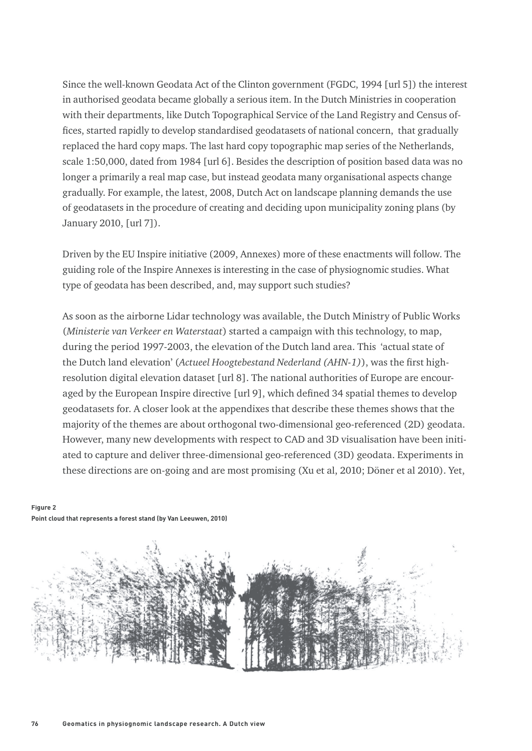Since the well-known Geodata Act of the Clinton government (FGDC, 1994 [url 5]) the interest in authorised geodata became globally a serious item. In the Dutch Ministries in cooperation with their departments, like Dutch Topographical Service of the Land Registry and Census offices, started rapidly to develop standardised geodatasets of national concern, that gradually replaced the hard copy maps. The last hard copy topographic map series of the Netherlands, scale 1:50,000, dated from 1984 [url 6]. Besides the description of position based data was no longer a primarily a real map case, but instead geodata many organisational aspects change gradually. For example, the latest, 2008, Dutch Act on landscape planning demands the use of geodatasets in the procedure of creating and deciding upon municipality zoning plans (by January 2010, [url 7]).

Driven by the EU Inspire initiative (2009, Annexes) more of these enactments will follow. The guiding role of the Inspire Annexes is interesting in the case of physiognomic studies. What type of geodata has been described, and, may support such studies?

As soon as the airborne Lidar technology was available, the Dutch Ministry of Public Works (*Ministerie van Verkeer en Waterstaat*) started a campaign with this technology, to map, during the period 1997-2003, the elevation of the Dutch land area. This 'actual state of the Dutch land elevation' (*Actueel Hoogtebestand Nederland (AHN-1)*), was the first high-resolution digital elevation dataset [url 8]. The national authorities of Europe are encouraged by the European Inspire directive [url 9], which defined 34 spatial themes to develop geodatasets for. A closer look at the appendixes that describe these themes shows that the majority of the themes are about orthogonal two-dimensional geo-referenced (2D) geodata. However, many new developments with respect to CAD and 3D visualisation have been initiated to capture and deliver three-dimensional geo-referenced (3D) geodata. Experiments in these directions are on-going and are most promising (Xu et al, 2010; Döner et al 2010). Yet,

**Figure 2**
**Point cloud that represents a forest stand (by Van Leeuwen, 2010)**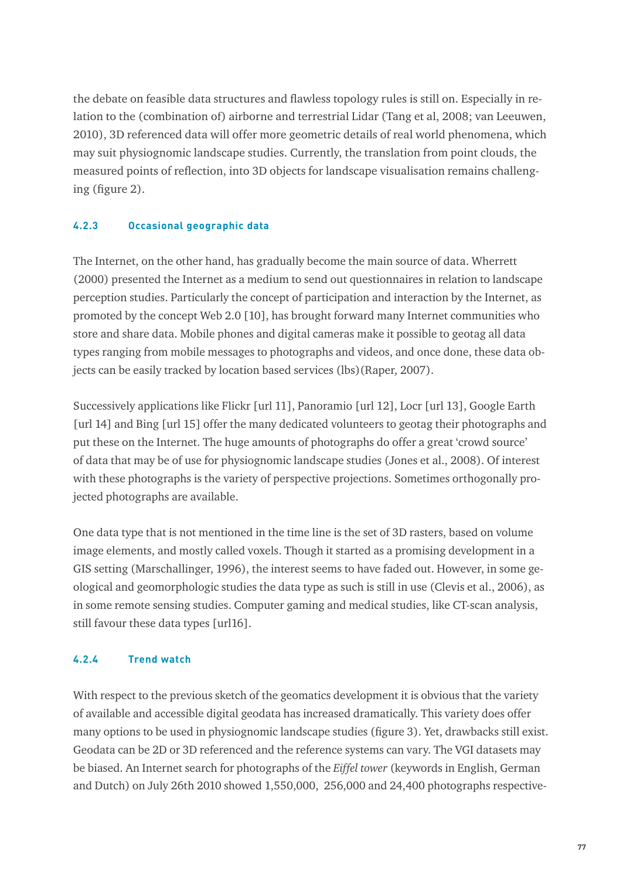the debate on feasible data structures and flawless topology rules is still on. Especially in relation to the (combination of) airborne and terrestrial Lidar (Tang et al, 2008; van Leeuwen, 2010), 3D referenced data will offer more geometric details of real world phenomena, which may suit physiognomic landscape studies. Currently, the translation from point clouds, the measured points of reflection, into 3D objects for landscape visualisation remains challenging (figure 2).

### 4.2.3 Occasional geographic data

The Internet, on the other hand, has gradually become the main source of data. Wherrett (2000) presented the Internet as a medium to send out questionnaires in relation to landscape perception studies. Particularly the concept of participation and interaction by the Internet, as promoted by the concept Web 2.0 [10], has brought forward many Internet communities who store and share data. Mobile phones and digital cameras make it possible to geotag all data types ranging from mobile messages to photographs and videos, and once done, these data objects can be easily tracked by location based services (lbs)(Raper, 2007).

Successively applications like Flickr [url 11], Panoramio [url 12], Locr [url 13], Google Earth [url 14] and Bing [url 15] offer the many dedicated volunteers to geotag their photographs and put these on the Internet. The huge amounts of photographs do offer a great 'crowd source' of data that may be of use for physiognomic landscape studies (Jones et al., 2008). Of interest with these photographs is the variety of perspective projections. Sometimes orthogonally projected photographs are available.

One data type that is not mentioned in the time line is the set of 3D rasters, based on volume image elements, and mostly called voxels. Though it started as a promising development in a GIS setting (Marschallinger, 1996), the interest seems to have faded out. However, in some geological and geomorphologic studies the data type as such is still in use (Clevis et al., 2006), as in some remote sensing studies. Computer gaming and medical studies, like CT-scan analysis, still favour these data types [url16].

### 4.2.4 Trend watch

With respect to the previous sketch of the geomatics development it is obvious that the variety of available and accessible digital geodata has increased dramatically. This variety does offer many options to be used in physiognomic landscape studies (figure 3). Yet, drawbacks still exist. Geodata can be 2D or 3D referenced and the reference systems can vary. The VGI datasets may be biased. An Internet search for photographs of the *Eiffel tower* (keywords in English, German and Dutch) on July 26th 2010 showed 1,550,000, 256,000 and 24,400 photographs respective-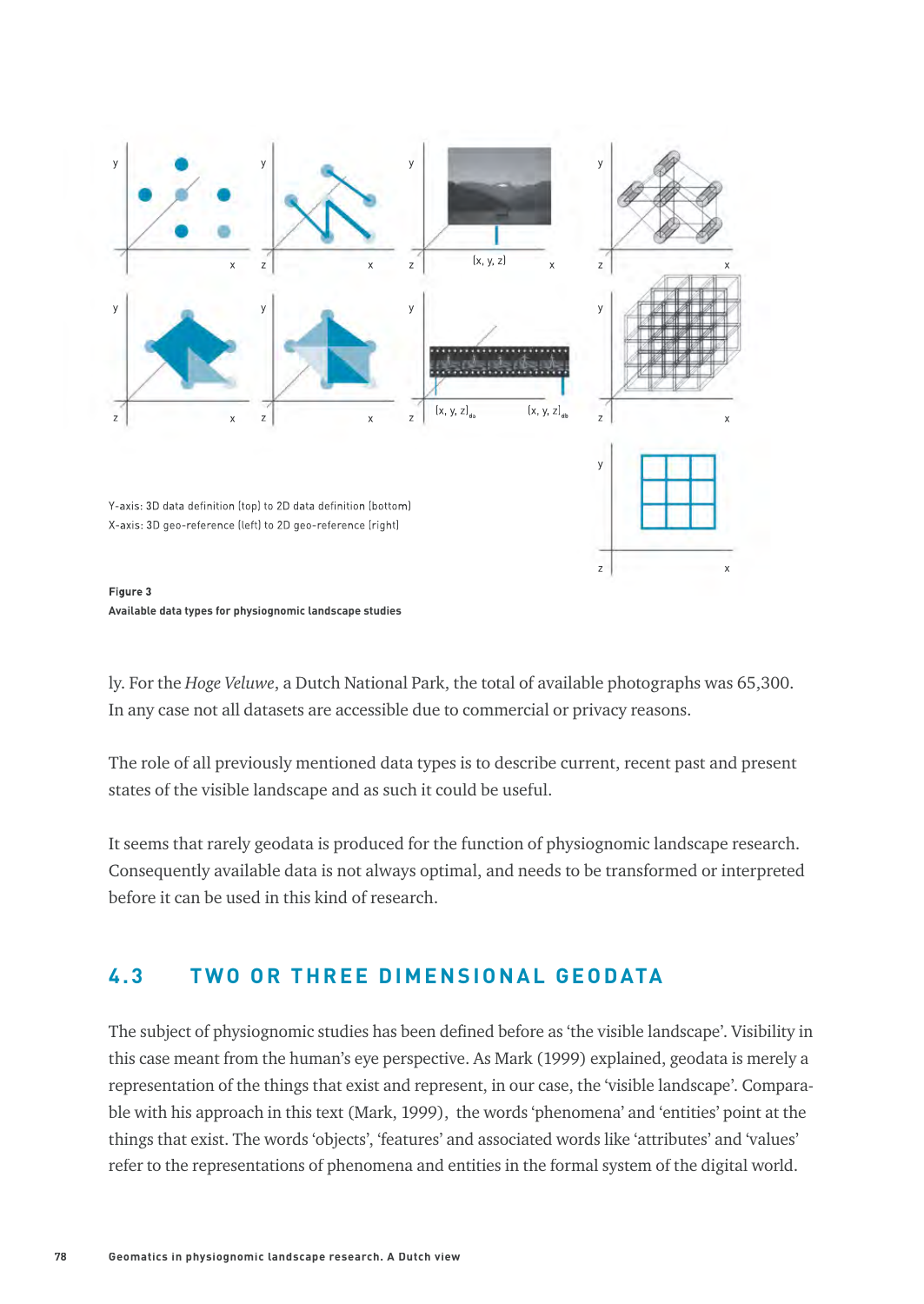Y-axis: 3D data definition (top) to 2D data definition (bottom)
X-axis: 3D geo-reference (left) to 2D geo-reference (right)

**Figure 3**
**Available data types for physiognomic landscape studies**

ly. For the *Hoge Veluwe*, a Dutch National Park, the total of available photographs was 65,300. In any case not all datasets are accessible due to commercial or privacy reasons.

The role of all previously mentioned data types is to describe current, recent past and present states of the visible landscape and as such it could be useful.

It seems that rarely geodata is produced for the function of physiognomic landscape research. Consequently available data is not always optimal, and needs to be transformed or interpreted before it can be used in this kind of research.

## 4.3 TWO OR THREE DIMENSIONAL GEODATA

The subject of physiognomic studies has been defined before as 'the visible landscape'. Visibility in this case meant from the human's eye perspective. As Mark (1999) explained, geodata is merely a representation of the things that exist and represent, in our case, the 'visible landscape'. Comparable with his approach in this text (Mark, 1999), the words 'phenomena' and 'entities' point at the things that exist. The words 'objects', 'features' and associated words like 'attributes' and 'values' refer to the representations of phenomena and entities in the formal system of the digital world.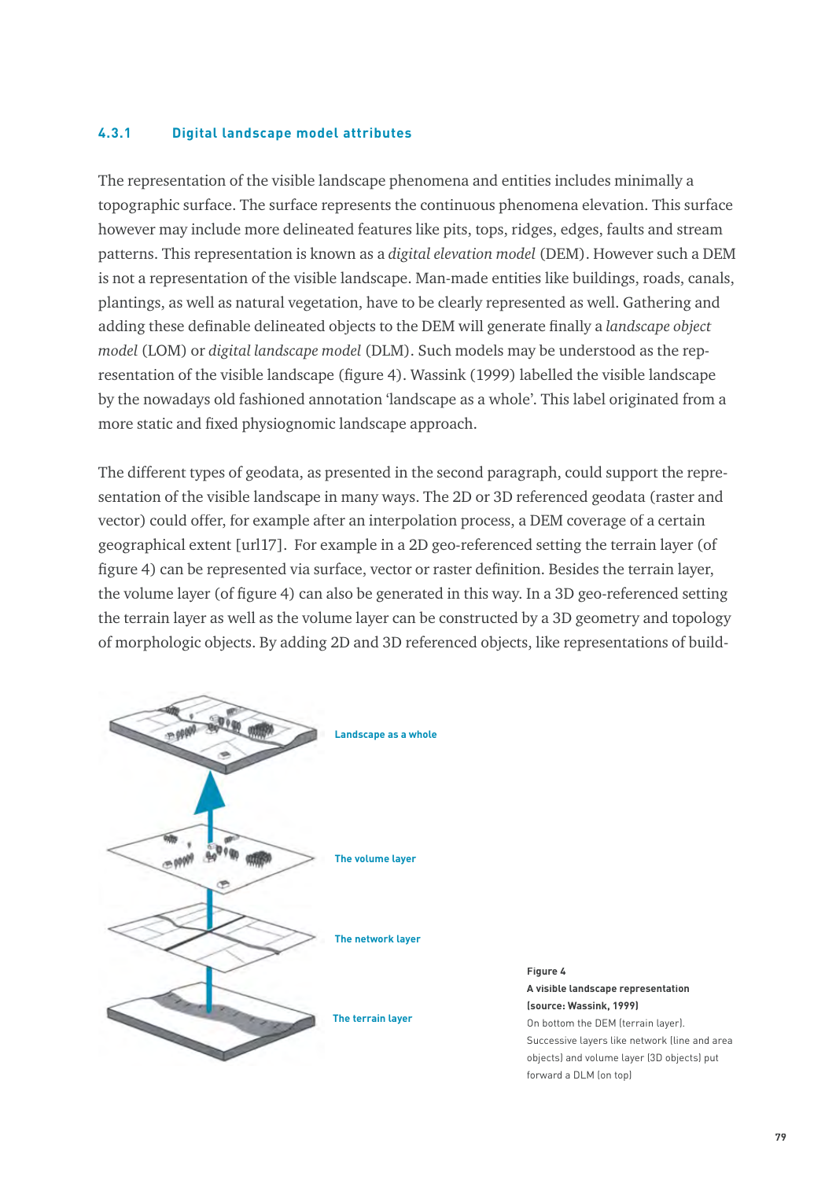### 4.3.1 Digital landscape model attributes

The representation of the visible landscape phenomena and entities includes minimally a topographic surface. The surface represents the continuous phenomena elevation. This surface however may include more delineated features like pits, tops, ridges, edges, faults and stream patterns. This representation is known as a *digital elevation model* (DEM). However such a DEM is not a representation of the visible landscape. Man-made entities like buildings, roads, canals, plantings, as well as natural vegetation, have to be clearly represented as well. Gathering and adding these definable delineated objects to the DEM will generate finally a *landscape object model* (LOM) or *digital landscape model* (DLM). Such models may be understood as the representation of the visible landscape (figure 4). Wassink (1999) labelled the visible landscape by the nowadays old fashioned annotation 'landscape as a whole'. This label originated from a more static and fixed physiognomic landscape approach.

The different types of geodata, as presented in the second paragraph, could support the representation of the visible landscape in many ways. The 2D or 3D referenced geodata (raster and vector) could offer, for example after an interpolation process, a DEM coverage of a certain geographical extent [url17]. For example in a 2D geo-referenced setting the terrain layer (of figure 4) can be represented via surface, vector or raster definition. Besides the terrain layer, the volume layer (of figure 4) can also be generated in this way. In a 3D geo-referenced setting the terrain layer as well as the volume layer can be constructed by a 3D geometry and topology of morphologic objects. By adding 2D and 3D referenced objects, like representations of build-

Landscape as a whole

The volume layer

The network layer

The terrain layer

**Figure 4**
**A visible landscape representation (source: Wassink, 1999)**
On bottom the DEM (terrain layer). Successive layers like network (line and area objects) and volume layer (3D objects) put forward a DLM (on top)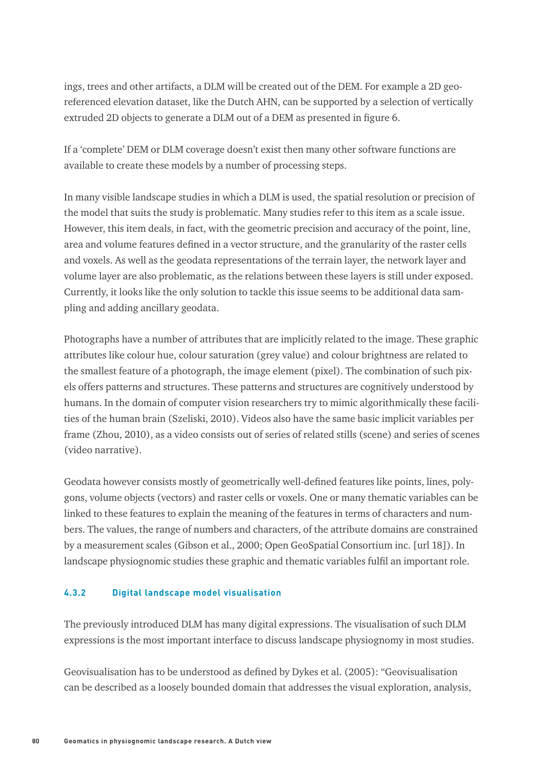ings, trees and other artifacts, a DLM will be created out of the DEM. For example a 2D geo-referenced elevation dataset, like the Dutch AHN, can be supported by a selection of vertically extruded 2D objects to generate a DLM out of a DEM as presented in figure 6.

If a 'complete' DEM or DLM coverage doesn't exist then many other software functions are available to create these models by a number of processing steps.

In many visible landscape studies in which a DLM is used, the spatial resolution or precision of the model that suits the study is problematic. Many studies refer to this item as a scale issue. However, this item deals, in fact, with the geometric precision and accuracy of the point, line, area and volume features defined in a vector structure, and the granularity of the raster cells and voxels. As well as the geodata representations of the terrain layer, the network layer and volume layer are also problematic, as the relations between these layers is still under exposed. Currently, it looks like the only solution to tackle this issue seems to be additional data sampling and adding ancillary geodata.

Photographs have a number of attributes that are implicitly related to the image. These graphic attributes like colour hue, colour saturation (grey value) and colour brightness are related to the smallest feature of a photograph, the image element (pixel). The combination of such pixels offers patterns and structures. These patterns and structures are cognitively understood by humans. In the domain of computer vision researchers try to mimic algorithmically these facilities of the human brain (Szeliski, 2010). Videos also have the same basic implicit variables per frame (Zhou, 2010), as a video consists out of series of related stills (scene) and series of scenes (video narrative).

Geodata however consists mostly of geometrically well-defined features like points, lines, polygons, volume objects (vectors) and raster cells or voxels. One or many thematic variables can be linked to these features to explain the meaning of the features in terms of characters and numbers. The values, the range of numbers and characters, of the attribute domains are constrained by a measurement scales (Gibson et al., 2000; Open GeoSpatial Consortium inc. [url 18]). In landscape physiognomic studies these graphic and thematic variables fulfil an important role.

### 4.3.2 Digital landscape model visualisation

The previously introduced DLM has many digital expressions. The visualisation of such DLM expressions is the most important interface to discuss landscape physiognomy in most studies.

Geovisualisation has to be understood as defined by Dykes et al. (2005): "Geovisualisation can be described as a loosely bounded domain that addresses the visual exploration, analysis,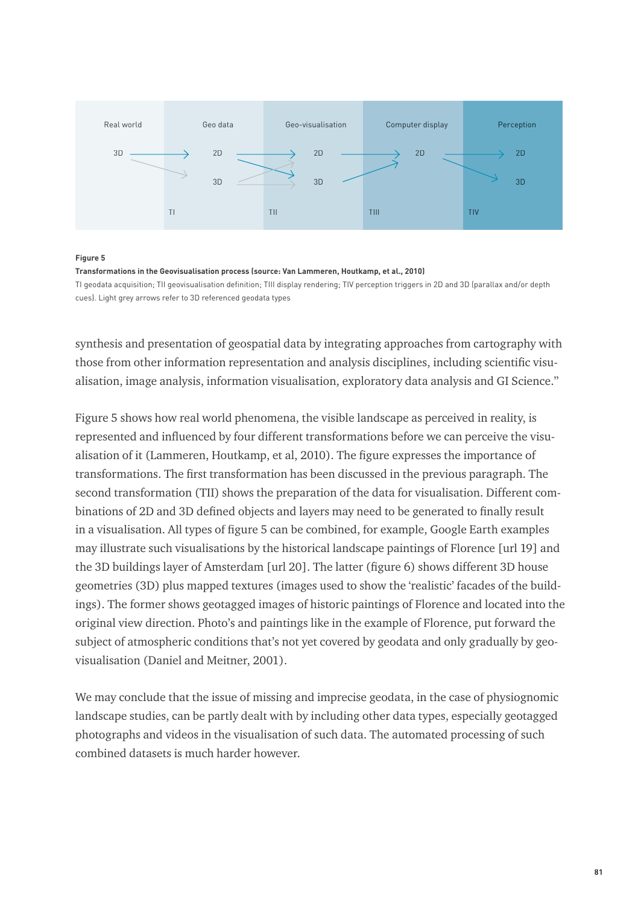**Figure 5**

**Transformations in the Geovisualisation process (source: Van Lammeren, Houtkamp, et al., 2010)**

TI geodata acquisition; TII geovisualisation definition; TIII display rendering; TIV perception triggers in 2D and 3D (parallax and/or depth cues). Light grey arrows refer to 3D referenced geodata types

synthesis and presentation of geospatial data by integrating approaches from cartography with those from other information representation and analysis disciplines, including scientific visualisation, image analysis, information visualisation, exploratory data analysis and GI Science."

Figure 5 shows how real world phenomena, the visible landscape as perceived in reality, is represented and influenced by four different transformations before we can perceive the visualisation of it (Lammeren, Houtkamp, et al, 2010). The figure expresses the importance of transformations. The first transformation has been discussed in the previous paragraph. The second transformation (TII) shows the preparation of the data for visualisation. Different combinations of 2D and 3D defined objects and layers may need to be generated to finally result in a visualisation. All types of figure 5 can be combined, for example, Google Earth examples may illustrate such visualisations by the historical landscape paintings of Florence [url 19] and the 3D buildings layer of Amsterdam [url 20]. The latter (figure 6) shows different 3D house geometries (3D) plus mapped textures (images used to show the 'realistic' facades of the buildings). The former shows geotagged images of historic paintings of Florence and located into the original view direction. Photo's and paintings like in the example of Florence, put forward the subject of atmospheric conditions that's not yet covered by geodata and only gradually by geovisualisation (Daniel and Meitner, 2001).

We may conclude that the issue of missing and imprecise geodata, in the case of physiognomic landscape studies, can be partly dealt with by including other data types, especially geotagged photographs and videos in the visualisation of such data. The automated processing of such combined datasets is much harder however.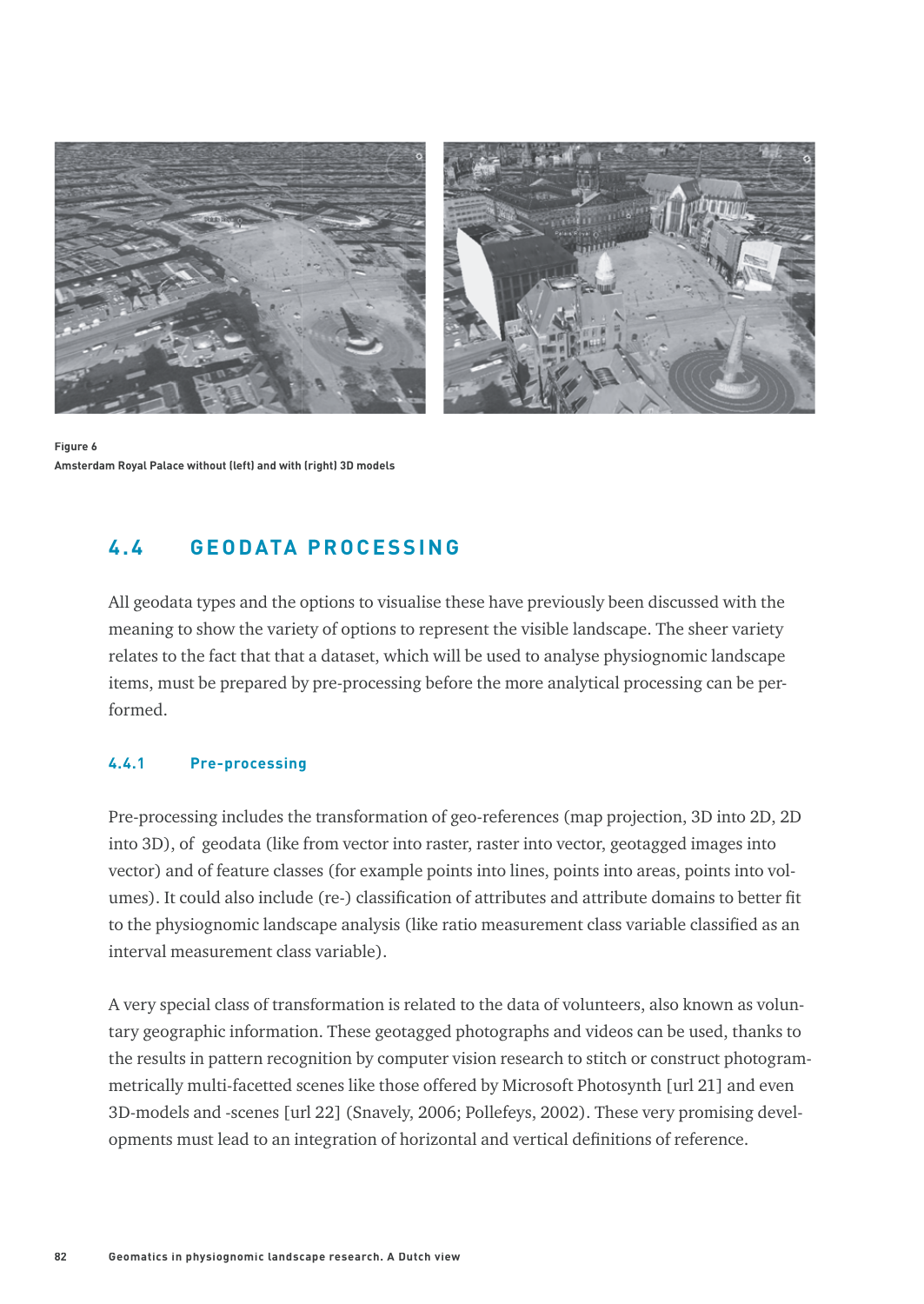**Figure 6**
**Amsterdam Royal Palace without (left) and with (right) 3D models**

## 4.4 GEODATA PROCESSING

All geodata types and the options to visualise these have previously been discussed with the meaning to show the variety of options to represent the visible landscape. The sheer variety relates to the fact that that a dataset, which will be used to analyse physiognomic landscape items, must be prepared by pre-processing before the more analytical processing can be performed.

### 4.4.1 Pre-processing

Pre-processing includes the transformation of geo-references (map projection, 3D into 2D, 2D into 3D), of geodata (like from vector into raster, raster into vector, geotagged images into vector) and of feature classes (for example points into lines, points into areas, points into volumes). It could also include (re-) classification of attributes and attribute domains to better fit to the physiognomic landscape analysis (like ratio measurement class variable classified as an interval measurement class variable).

A very special class of transformation is related to the data of volunteers, also known as voluntary geographic information. These geotagged photographs and videos can be used, thanks to the results in pattern recognition by computer vision research to stitch or construct photogrammetrically multi-facetted scenes like those offered by Microsoft Photosynth [url 21] and even 3D-models and -scenes [url 22] (Snavely, 2006; Pollefeys, 2002). These very promising developments must lead to an integration of horizontal and vertical definitions of reference.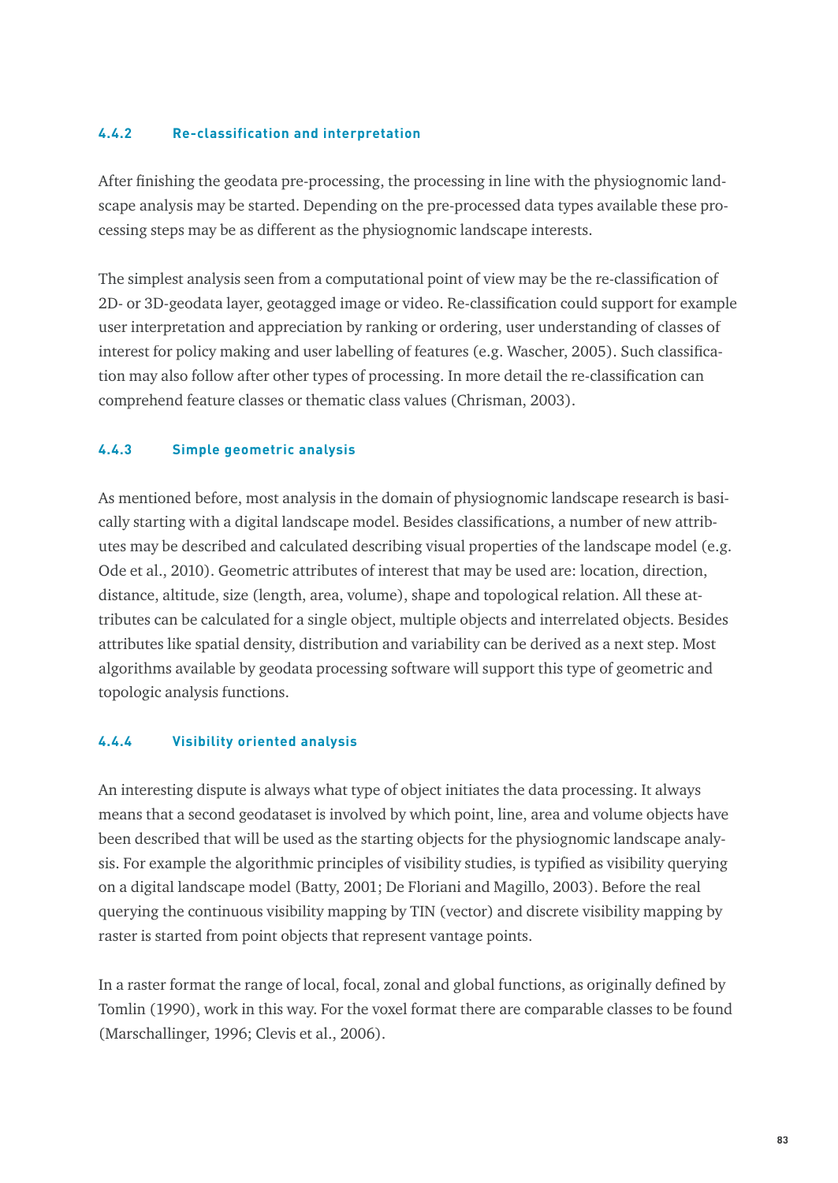### 4.4.2 Re-classification and interpretation

After finishing the geodata pre-processing, the processing in line with the physiognomic landscape analysis may be started. Depending on the pre-processed data types available these processing steps may be as different as the physiognomic landscape interests.

The simplest analysis seen from a computational point of view may be the re-classification of 2D- or 3D-geodata layer, geotagged image or video. Re-classification could support for example user interpretation and appreciation by ranking or ordering, user understanding of classes of interest for policy making and user labelling of features (e.g. Wascher, 2005). Such classification may also follow after other types of processing. In more detail the re-classification can comprehend feature classes or thematic class values (Chrisman, 2003).

### 4.4.3 Simple geometric analysis

As mentioned before, most analysis in the domain of physiognomic landscape research is basically starting with a digital landscape model. Besides classifications, a number of new attributes may be described and calculated describing visual properties of the landscape model (e.g. Ode et al., 2010). Geometric attributes of interest that may be used are: location, direction, distance, altitude, size (length, area, volume), shape and topological relation. All these attributes can be calculated for a single object, multiple objects and interrelated objects. Besides attributes like spatial density, distribution and variability can be derived as a next step. Most algorithms available by geodata processing software will support this type of geometric and topologic analysis functions.

### 4.4.4 Visibility oriented analysis

An interesting dispute is always what type of object initiates the data processing. It always means that a second geodataset is involved by which point, line, area and volume objects have been described that will be used as the starting objects for the physiognomic landscape analysis. For example the algorithmic principles of visibility studies, is typified as visibility querying on a digital landscape model (Batty, 2001; De Floriani and Magillo, 2003). Before the real querying the continuous visibility mapping by TIN (vector) and discrete visibility mapping by raster is started from point objects that represent vantage points.

In a raster format the range of local, focal, zonal and global functions, as originally defined by Tomlin (1990), work in this way. For the voxel format there are comparable classes to be found (Marschallinger, 1996; Clevis et al., 2006).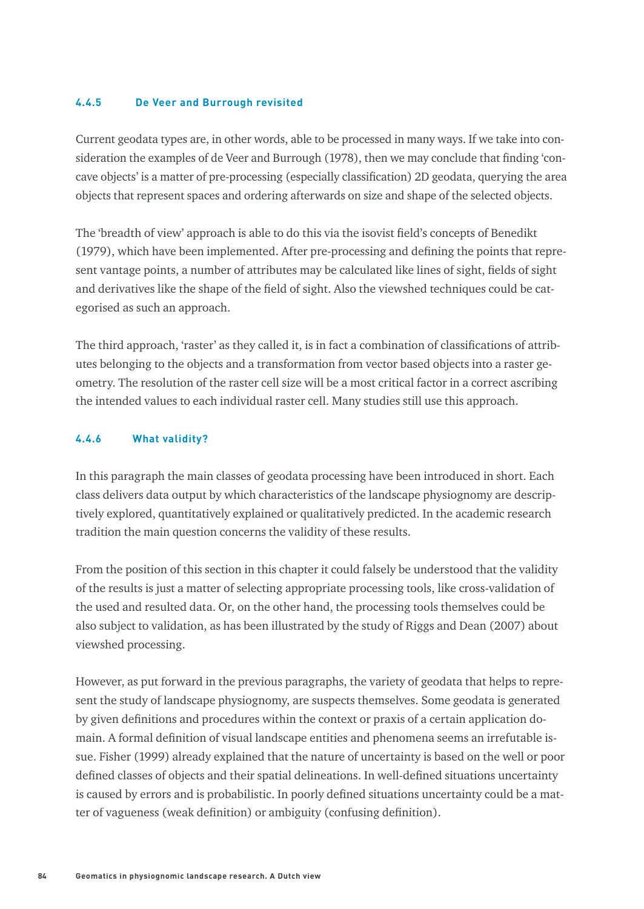#### 4.4.5 De Veer and Burrough revisited

Current geodata types are, in other words, able to be processed in many ways. If we take into consideration the examples of de Veer and Burrough (1978), then we may conclude that finding 'concave objects' is a matter of pre-processing (especially classification) 2D geodata, querying the area objects that represent spaces and ordering afterwards on size and shape of the selected objects.

The 'breadth of view' approach is able to do this via the isovist field's concepts of Benedikt (1979), which have been implemented. After pre-processing and defining the points that represent vantage points, a number of attributes may be calculated like lines of sight, fields of sight and derivatives like the shape of the field of sight. Also the viewshed techniques could be categorised as such an approach.

The third approach, 'raster' as they called it, is in fact a combination of classifications of attributes belonging to the objects and a transformation from vector based objects into a raster geometry. The resolution of the raster cell size will be a most critical factor in a correct ascribing the intended values to each individual raster cell. Many studies still use this approach.

#### 4.4.6 What validity?

In this paragraph the main classes of geodata processing have been introduced in short. Each class delivers data output by which characteristics of the landscape physiognomy are descriptively explored, quantitatively explained or qualitatively predicted. In the academic research tradition the main question concerns the validity of these results.

From the position of this section in this chapter it could falsely be understood that the validity of the results is just a matter of selecting appropriate processing tools, like cross-validation of the used and resulted data. Or, on the other hand, the processing tools themselves could be also subject to validation, as has been illustrated by the study of Riggs and Dean (2007) about viewshed processing.

However, as put forward in the previous paragraphs, the variety of geodata that helps to represent the study of landscape physiognomy, are suspects themselves. Some geodata is generated by given definitions and procedures within the context or praxis of a certain application domain. A formal definition of visual landscape entities and phenomena seems an irrefutable issue. Fisher (1999) already explained that the nature of uncertainty is based on the well or poor defined classes of objects and their spatial delineations. In well-defined situations uncertainty is caused by errors and is probabilistic. In poorly defined situations uncertainty could be a matter of vagueness (weak definition) or ambiguity (confusing definition).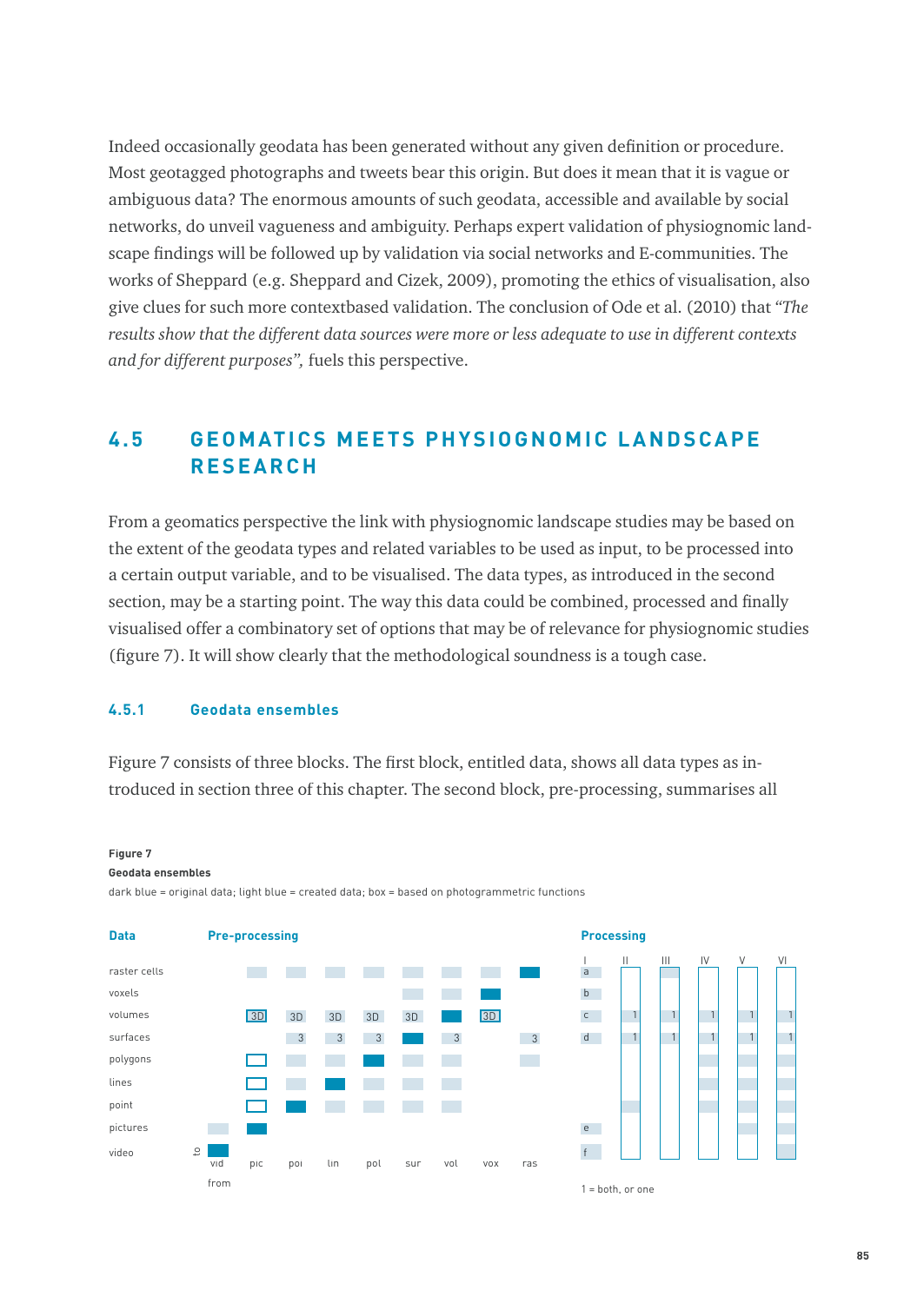Indeed occasionally geodata has been generated without any given definition or procedure. Most geotagged photographs and tweets bear this origin. But does it mean that it is vague or ambiguous data? The enormous amounts of such geodata, accessible and available by social networks, do unveil vagueness and ambiguity. Perhaps expert validation of physiognomic landscape findings will be followed up by validation via social networks and E-communities. The works of Sheppard (e.g. Sheppard and Cizek, 2009), promoting the ethics of visualisation, also give clues for such more contextbased validation. The conclusion of Ode et al. (2010) that *"The results show that the different data sources were more or less adequate to use in different contexts and for different purposes",* fuels this perspective.

## 4.5 GEOMATICS MEETS PHYSIOGNOMIC LANDSCAPE RESEARCH

From a geomatics perspective the link with physiognomic landscape studies may be based on the extent of the geodata types and related variables to be used as input, to be processed into a certain output variable, and to be visualised. The data types, as introduced in the second section, may be a starting point. The way this data could be combined, processed and finally visualised offer a combinatory set of options that may be of relevance for physiognomic studies (figure 7). It will show clearly that the methodological soundness is a tough case.

### 4.5.1 Geodata ensembles

Figure 7 consists of three blocks. The first block, entitled data, shows all data types as introduced in section three of this chapter. The second block, pre-processing, summarises all

**Figure 7**
**Geodata ensembles**
dark blue = original data; light blue = created data; box = based on photogrammetric functions

| Data | Pre-processing | | | | | | | | |
|---|---|---|---|---|---|---|---|---|---|
| | vid | pic | poi | lin | pol | sur | vol | vox | ras |
| raster cells | | light | light | light | light | light | light | light | dark |
| voxels | | | | | | light | light | dark | |
| volumes | | box 3D | 3D | 3D | 3D | 3D | dark | box 3D | |
| surfaces | | | 3 | 3 | 3 | dark | 3 | | 3 |
| polygons | | box | light | light | dark | light | light | | light |
| lines | | box | light | dark | light | light | light | | |
| point | | box | dark | light | light | light | light | | |
| pictures | light | dark | | | | | | | |
| video | dark | | | | | | | | |

to / from

| Processing | I | II | III | IV | V | VI |
|---|---|---|---|---|---|---|
| | a | | | | | |
| | b | | | | | |
| | c | 1 | 1 | 1 | 1 | 1 |
| | d | 1 | 1 | 1 | 1 | 1 |
| | e | | | | | |
| | f | | | | | |

1 = both, or one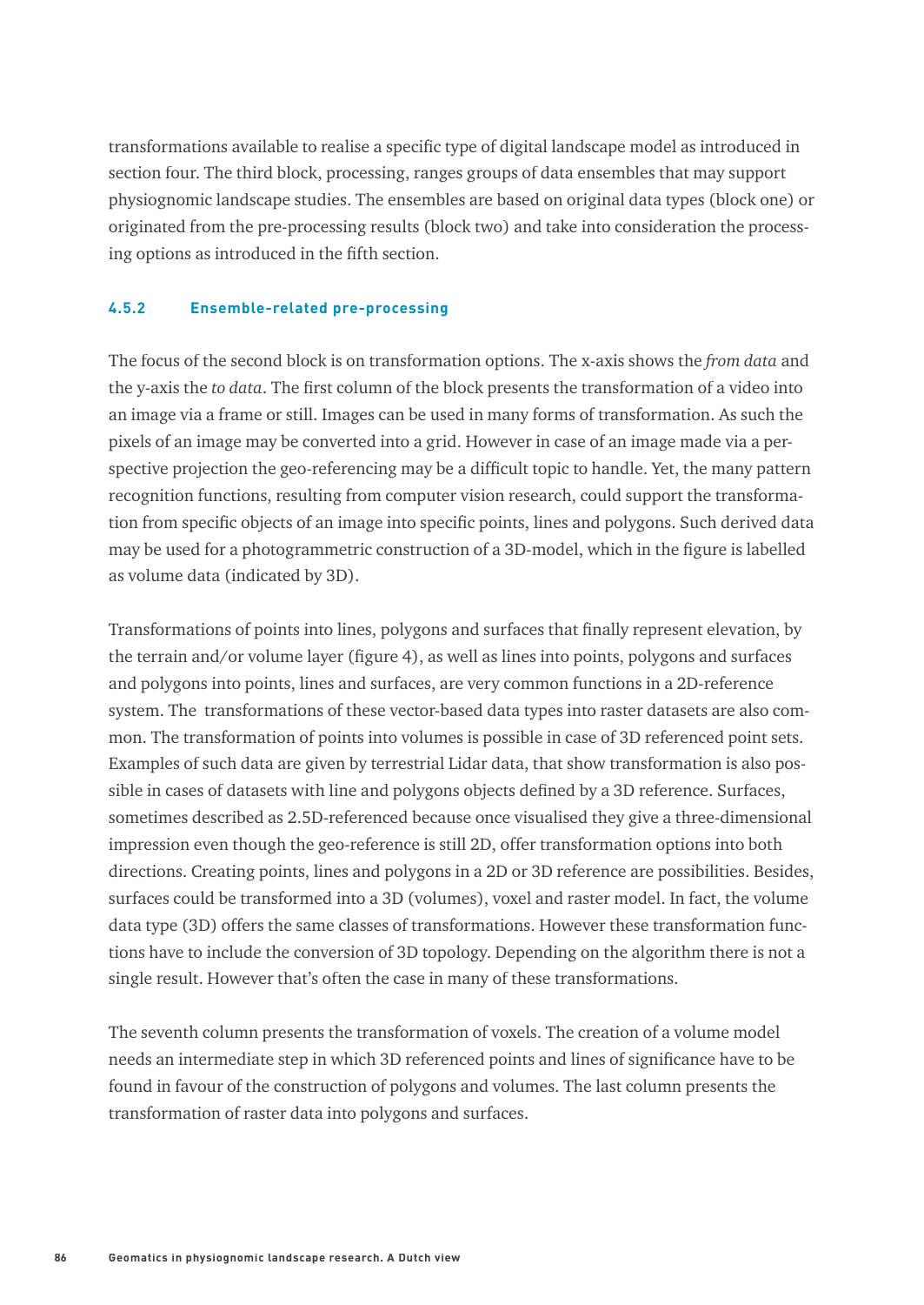transformations available to realise a specific type of digital landscape model as introduced in section four. The third block, processing, ranges groups of data ensembles that may support physiognomic landscape studies. The ensembles are based on original data types (block one) or originated from the pre-processing results (block two) and take into consideration the processing options as introduced in the fifth section.

### 4.5.2 Ensemble-related pre-processing

The focus of the second block is on transformation options. The x-axis shows the *from data* and the y-axis the *to data*. The first column of the block presents the transformation of a video into an image via a frame or still. Images can be used in many forms of transformation. As such the pixels of an image may be converted into a grid. However in case of an image made via a perspective projection the geo-referencing may be a difficult topic to handle. Yet, the many pattern recognition functions, resulting from computer vision research, could support the transformation from specific objects of an image into specific points, lines and polygons. Such derived data may be used for a photogrammetric construction of a 3D-model, which in the figure is labelled as volume data (indicated by 3D).

Transformations of points into lines, polygons and surfaces that finally represent elevation, by the terrain and/or volume layer (figure 4), as well as lines into points, polygons and surfaces and polygons into points, lines and surfaces, are very common functions in a 2D-reference system. The transformations of these vector-based data types into raster datasets are also common. The transformation of points into volumes is possible in case of 3D referenced point sets. Examples of such data are given by terrestrial Lidar data, that show transformation is also possible in cases of datasets with line and polygons objects defined by a 3D reference. Surfaces, sometimes described as 2.5D-referenced because once visualised they give a three-dimensional impression even though the geo-reference is still 2D, offer transformation options into both directions. Creating points, lines and polygons in a 2D or 3D reference are possibilities. Besides, surfaces could be transformed into a 3D (volumes), voxel and raster model. In fact, the volume data type (3D) offers the same classes of transformations. However these transformation functions have to include the conversion of 3D topology. Depending on the algorithm there is not a single result. However that's often the case in many of these transformations.

The seventh column presents the transformation of voxels. The creation of a volume model needs an intermediate step in which 3D referenced points and lines of significance have to be found in favour of the construction of polygons and volumes. The last column presents the transformation of raster data into polygons and surfaces.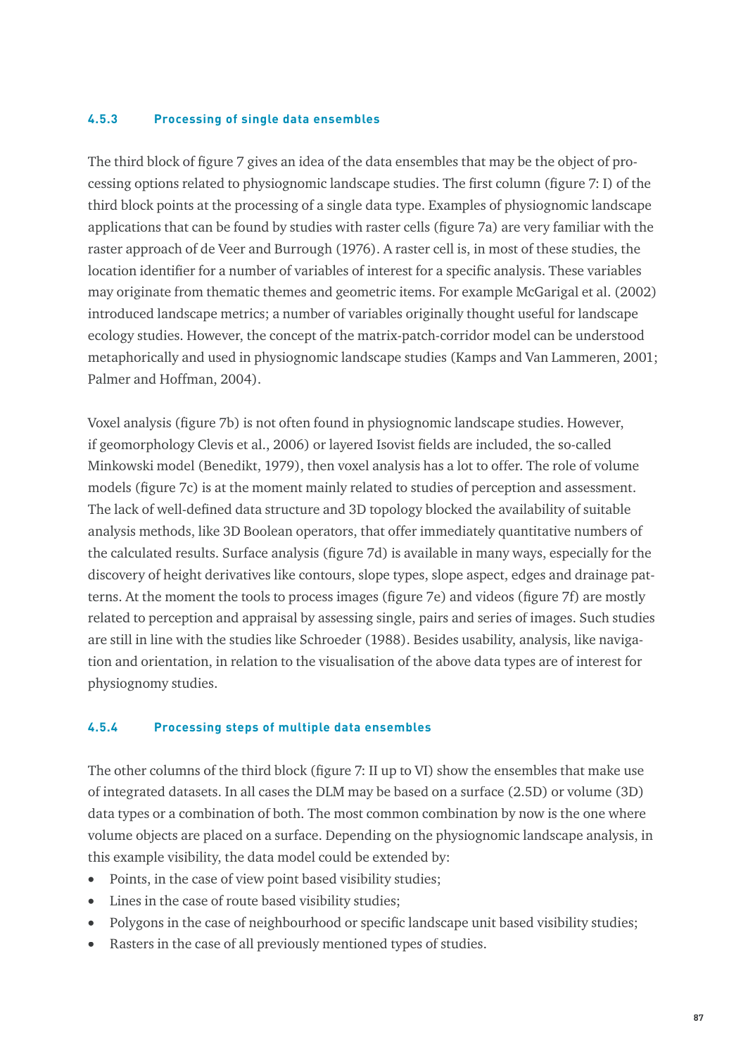### 4.5.3 Processing of single data ensembles

The third block of figure 7 gives an idea of the data ensembles that may be the object of processing options related to physiognomic landscape studies. The first column (figure 7: I) of the third block points at the processing of a single data type. Examples of physiognomic landscape applications that can be found by studies with raster cells (figure 7a) are very familiar with the raster approach of de Veer and Burrough (1976). A raster cell is, in most of these studies, the location identifier for a number of variables of interest for a specific analysis. These variables may originate from thematic themes and geometric items. For example McGarigal et al. (2002) introduced landscape metrics; a number of variables originally thought useful for landscape ecology studies. However, the concept of the matrix-patch-corridor model can be understood metaphorically and used in physiognomic landscape studies (Kamps and Van Lammeren, 2001; Palmer and Hoffman, 2004).

Voxel analysis (figure 7b) is not often found in physiognomic landscape studies. However, if geomorphology Clevis et al., 2006) or layered Isovist fields are included, the so-called Minkowski model (Benedikt, 1979), then voxel analysis has a lot to offer. The role of volume models (figure 7c) is at the moment mainly related to studies of perception and assessment. The lack of well-defined data structure and 3D topology blocked the availability of suitable analysis methods, like 3D Boolean operators, that offer immediately quantitative numbers of the calculated results. Surface analysis (figure 7d) is available in many ways, especially for the discovery of height derivatives like contours, slope types, slope aspect, edges and drainage patterns. At the moment the tools to process images (figure 7e) and videos (figure 7f) are mostly related to perception and appraisal by assessing single, pairs and series of images. Such studies are still in line with the studies like Schroeder (1988). Besides usability, analysis, like navigation and orientation, in relation to the visualisation of the above data types are of interest for physiognomy studies.

### 4.5.4 Processing steps of multiple data ensembles

The other columns of the third block (figure 7: II up to VI) show the ensembles that make use of integrated datasets. In all cases the DLM may be based on a surface (2.5D) or volume (3D) data types or a combination of both. The most common combination by now is the one where volume objects are placed on a surface. Depending on the physiognomic landscape analysis, in this example visibility, the data model could be extended by:

- Points, in the case of view point based visibility studies;
- Lines in the case of route based visibility studies;
- Polygons in the case of neighbourhood or specific landscape unit based visibility studies;
- Rasters in the case of all previously mentioned types of studies.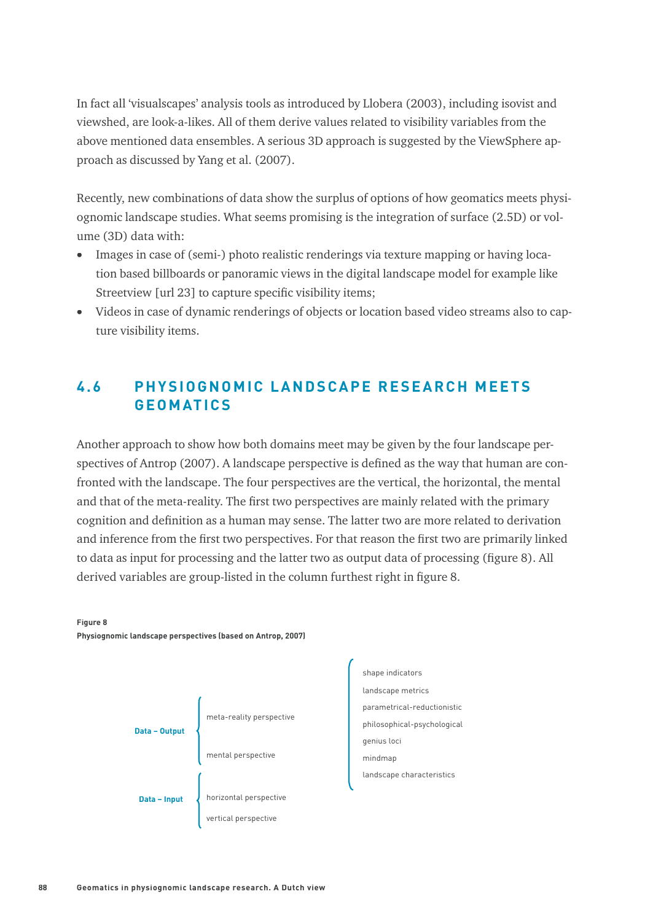In fact all 'visualscapes' analysis tools as introduced by Llobera (2003), including isovist and viewshed, are look-a-likes. All of them derive values related to visibility variables from the above mentioned data ensembles. A serious 3D approach is suggested by the ViewSphere approach as discussed by Yang et al. (2007).

Recently, new combinations of data show the surplus of options of how geomatics meets physiognomic landscape studies. What seems promising is the integration of surface (2.5D) or volume (3D) data with:

- Images in case of (semi-) photo realistic renderings via texture mapping or having location based billboards or panoramic views in the digital landscape model for example like Streetview [url 23] to capture specific visibility items;
- Videos in case of dynamic renderings of objects or location based video streams also to capture visibility items.

## 4.6 PHYSIOGNOMIC LANDSCAPE RESEARCH MEETS GEOMATICS

Another approach to show how both domains meet may be given by the four landscape perspectives of Antrop (2007). A landscape perspective is defined as the way that human are confronted with the landscape. The four perspectives are the vertical, the horizontal, the mental and that of the meta-reality. The first two perspectives are mainly related with the primary cognition and definition as a human may sense. The latter two are more related to derivation and inference from the first two perspectives. For that reason the first two are primarily linked to data as input for processing and the latter two as output data of processing (figure 8). All derived variables are group-listed in the column furthest right in figure 8.

**Figure 8**
**Physiognomic landscape perspectives (based on Antrop, 2007)**

**Data – Output**
- meta-reality perspective
- mental perspective

**Data – Input**
- horizontal perspective
- vertical perspective

Derived variables:
- shape indicators
- landscape metrics
- parametrical-reductionistic
- philosophical-psychological
- genius loci
- mindmap
- landscape characteristics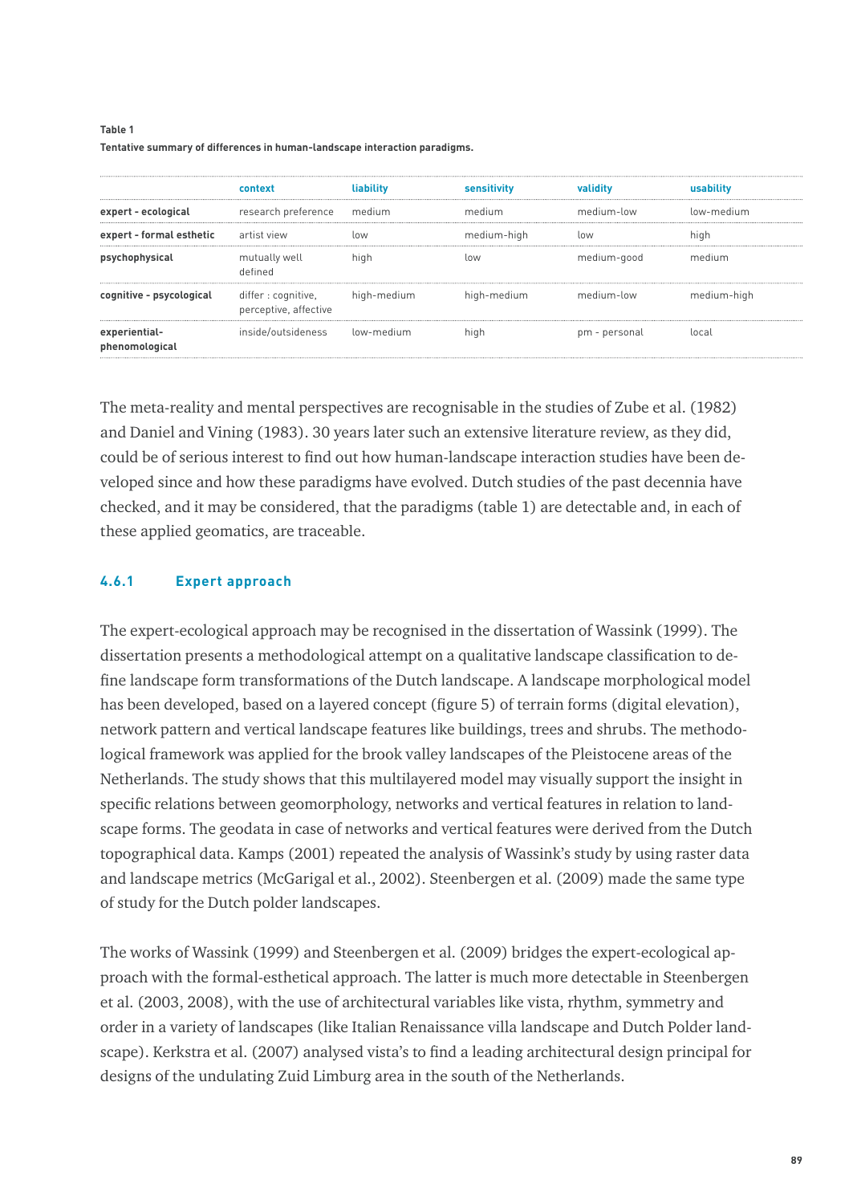**Table 1**

**Tentative summary of differences in human-landscape interaction paradigms.**

| | context | liability | sensitivity | validity | usability |
|---|---|---|---|---|---|
| **expert - ecological** | research preference | medium | medium | medium-low | low-medium |
| **expert - formal esthetic** | artist view | low | medium-high | low | high |
| **psychophysical** | mutually well defined | high | low | medium-good | medium |
| **cognitive - psycological** | differ : cognitive, perceptive, affective | high-medium | high-medium | medium-low | medium-high |
| **experiential-phenomological** | inside/outsideness | low-medium | high | pm - personal | local |

The meta-reality and mental perspectives are recognisable in the studies of Zube et al. (1982) and Daniel and Vining (1983). 30 years later such an extensive literature review, as they did, could be of serious interest to find out how human-landscape interaction studies have been developed since and how these paradigms have evolved. Dutch studies of the past decennia have checked, and it may be considered, that the paradigms (table 1) are detectable and, in each of these applied geomatics, are traceable.

### 4.6.1 Expert approach

The expert-ecological approach may be recognised in the dissertation of Wassink (1999). The dissertation presents a methodological attempt on a qualitative landscape classification to define landscape form transformations of the Dutch landscape. A landscape morphological model has been developed, based on a layered concept (figure 5) of terrain forms (digital elevation), network pattern and vertical landscape features like buildings, trees and shrubs. The methodological framework was applied for the brook valley landscapes of the Pleistocene areas of the Netherlands. The study shows that this multilayered model may visually support the insight in specific relations between geomorphology, networks and vertical features in relation to landscape forms. The geodata in case of networks and vertical features were derived from the Dutch topographical data. Kamps (2001) repeated the analysis of Wassink's study by using raster data and landscape metrics (McGarigal et al., 2002). Steenbergen et al. (2009) made the same type of study for the Dutch polder landscapes.

The works of Wassink (1999) and Steenbergen et al. (2009) bridges the expert-ecological approach with the formal-esthetical approach. The latter is much more detectable in Steenbergen et al. (2003, 2008), with the use of architectural variables like vista, rhythm, symmetry and order in a variety of landscapes (like Italian Renaissance villa landscape and Dutch Polder landscape). Kerkstra et al. (2007) analysed vista's to find a leading architectural design principal for designs of the undulating Zuid Limburg area in the south of the Netherlands.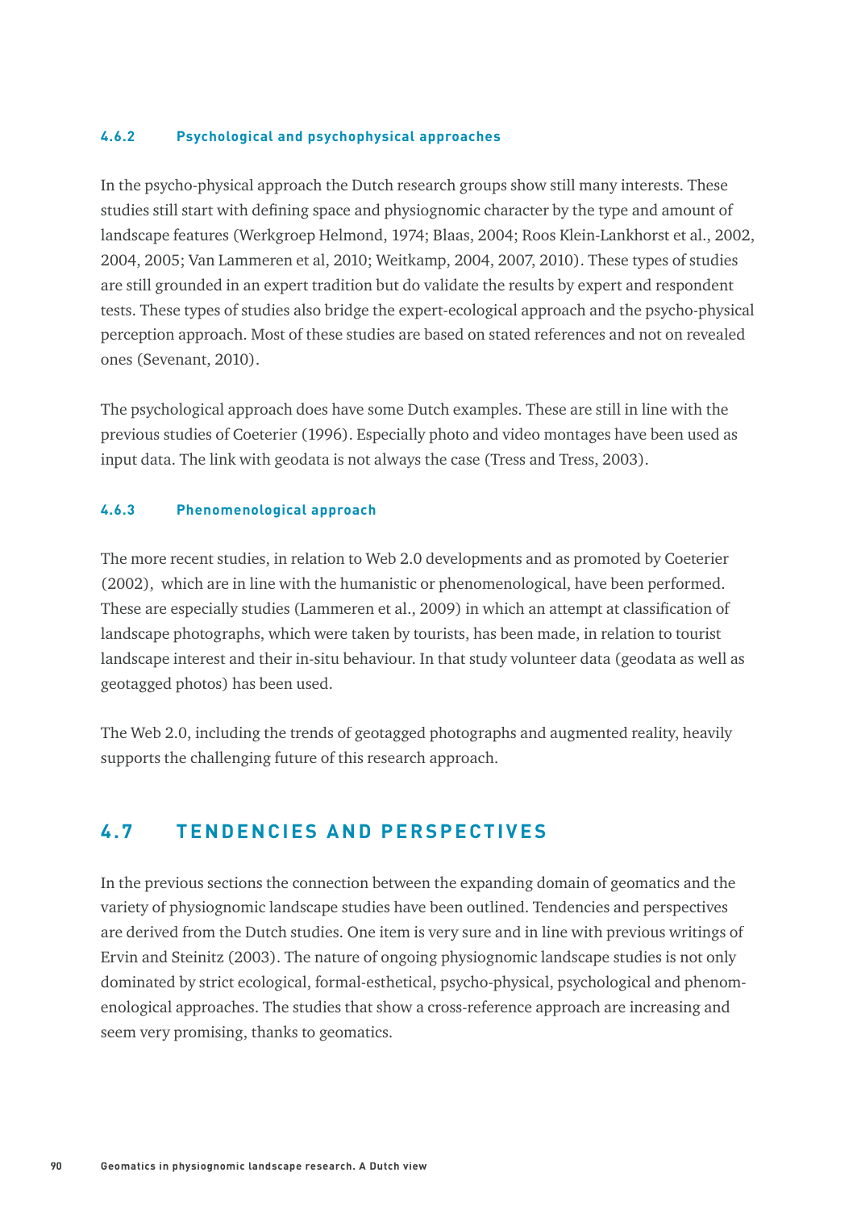### 4.6.2 Psychological and psychophysical approaches

In the psycho-physical approach the Dutch research groups show still many interests. These studies still start with defining space and physiognomic character by the type and amount of landscape features (Werkgroep Helmond, 1974; Blaas, 2004; Roos Klein-Lankhorst et al., 2002, 2004, 2005; Van Lammeren et al, 2010; Weitkamp, 2004, 2007, 2010). These types of studies are still grounded in an expert tradition but do validate the results by expert and respondent tests. These types of studies also bridge the expert-ecological approach and the psycho-physical perception approach. Most of these studies are based on stated references and not on revealed ones (Sevenant, 2010).

The psychological approach does have some Dutch examples. These are still in line with the previous studies of Coeterier (1996). Especially photo and video montages have been used as input data. The link with geodata is not always the case (Tress and Tress, 2003).

### 4.6.3 Phenomenological approach

The more recent studies, in relation to Web 2.0 developments and as promoted by Coeterier (2002), which are in line with the humanistic or phenomenological, have been performed. These are especially studies (Lammeren et al., 2009) in which an attempt at classification of landscape photographs, which were taken by tourists, has been made, in relation to tourist landscape interest and their in-situ behaviour. In that study volunteer data (geodata as well as geotagged photos) has been used.

The Web 2.0, including the trends of geotagged photographs and augmented reality, heavily supports the challenging future of this research approach.

## 4.7 TENDENCIES AND PERSPECTIVES

In the previous sections the connection between the expanding domain of geomatics and the variety of physiognomic landscape studies have been outlined. Tendencies and perspectives are derived from the Dutch studies. One item is very sure and in line with previous writings of Ervin and Steinitz (2003). The nature of ongoing physiognomic landscape studies is not only dominated by strict ecological, formal-esthetical, psycho-physical, psychological and phenomenological approaches. The studies that show a cross-reference approach are increasing and seem very promising, thanks to geomatics.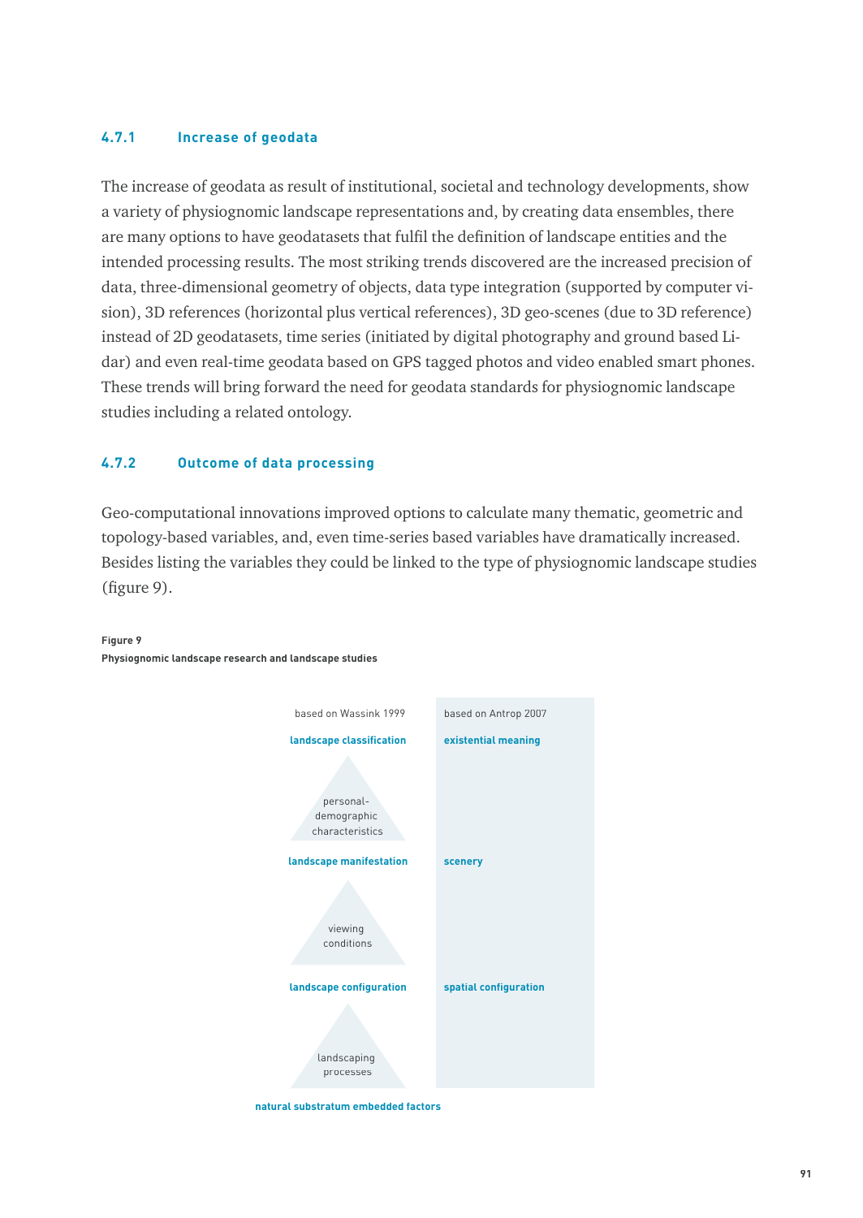### 4.7.1 Increase of geodata

The increase of geodata as result of institutional, societal and technology developments, show a variety of physiognomic landscape representations and, by creating data ensembles, there are many options to have geodatasets that fulfil the definition of landscape entities and the intended processing results. The most striking trends discovered are the increased precision of data, three-dimensional geometry of objects, data type integration (supported by computer vision), 3D references (horizontal plus vertical references), 3D geo-scenes (due to 3D reference) instead of 2D geodatasets, time series (initiated by digital photography and ground based Lidar) and even real-time geodata based on GPS tagged photos and video enabled smart phones. These trends will bring forward the need for geodata standards for physiognomic landscape studies including a related ontology.

### 4.7.2 Outcome of data processing

Geo-computational innovations improved options to calculate many thematic, geometric and topology-based variables, and, even time-series based variables have dramatically increased. Besides listing the variables they could be linked to the type of physiognomic landscape studies (figure 9).

**Figure 9**
**Physiognomic landscape research and landscape studies**

| based on Wassink 1999 | based on Antrop 2007 |
| --- | --- |
| **landscape classification** | **existential meaning** |
| personal-demographic characteristics | |
| **landscape manifestation** | **scenery** |
| viewing conditions | |
| **landscape configuration** | **spatial configuration** |
| landscaping processes | |
| **natural substratum embedded factors** | |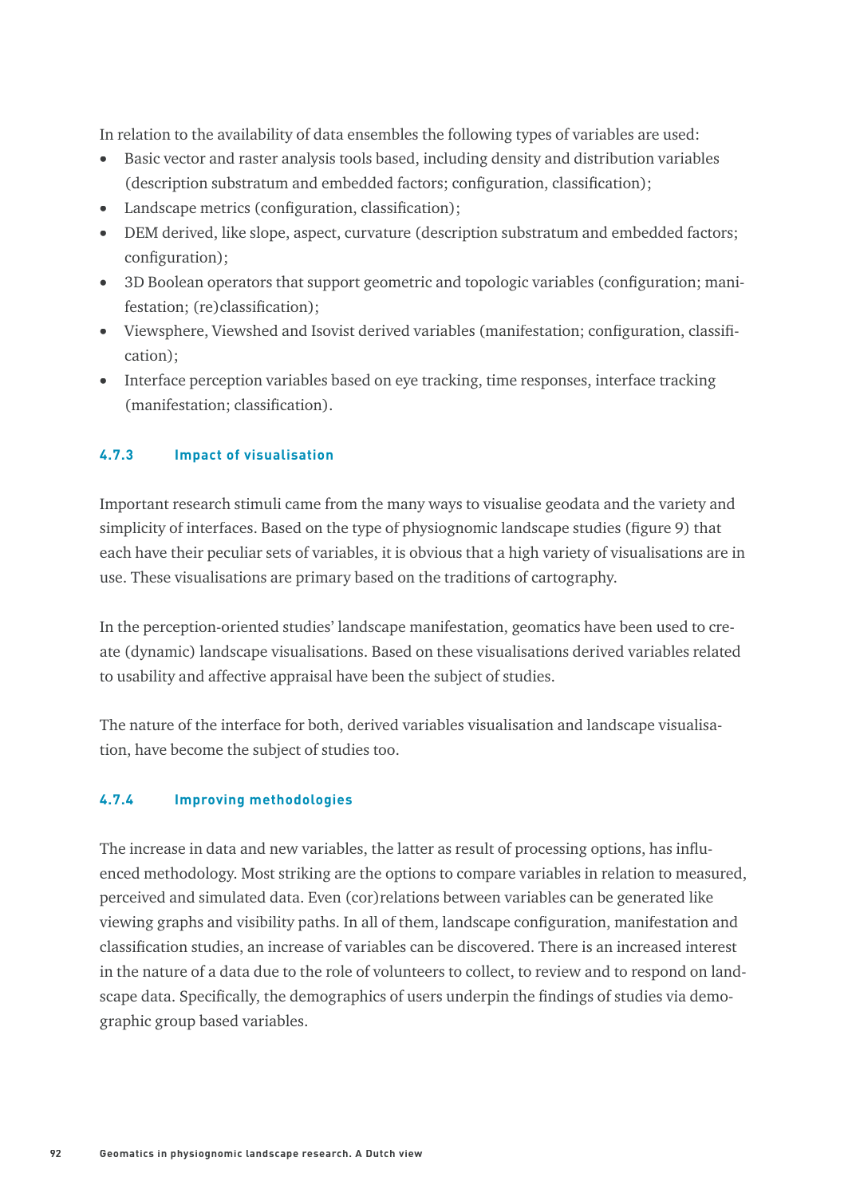In relation to the availability of data ensembles the following types of variables are used:

- Basic vector and raster analysis tools based, including density and distribution variables (description substratum and embedded factors; configuration, classification);
- Landscape metrics (configuration, classification);
- DEM derived, like slope, aspect, curvature (description substratum and embedded factors; configuration);
- 3D Boolean operators that support geometric and topologic variables (configuration; manifestation; (re)classification);
- Viewsphere, Viewshed and Isovist derived variables (manifestation; configuration, classification);
- Interface perception variables based on eye tracking, time responses, interface tracking (manifestation; classification).

### 4.7.3 Impact of visualisation

Important research stimuli came from the many ways to visualise geodata and the variety and simplicity of interfaces. Based on the type of physiognomic landscape studies (figure 9) that each have their peculiar sets of variables, it is obvious that a high variety of visualisations are in use. These visualisations are primary based on the traditions of cartography.

In the perception-oriented studies' landscape manifestation, geomatics have been used to create (dynamic) landscape visualisations. Based on these visualisations derived variables related to usability and affective appraisal have been the subject of studies.

The nature of the interface for both, derived variables visualisation and landscape visualisation, have become the subject of studies too.

### 4.7.4 Improving methodologies

The increase in data and new variables, the latter as result of processing options, has influenced methodology. Most striking are the options to compare variables in relation to measured, perceived and simulated data. Even (cor)relations between variables can be generated like viewing graphs and visibility paths. In all of them, landscape configuration, manifestation and classification studies, an increase of variables can be discovered. There is an increased interest in the nature of a data due to the role of volunteers to collect, to review and to respond on landscape data. Specifically, the demographics of users underpin the findings of studies via demographic group based variables.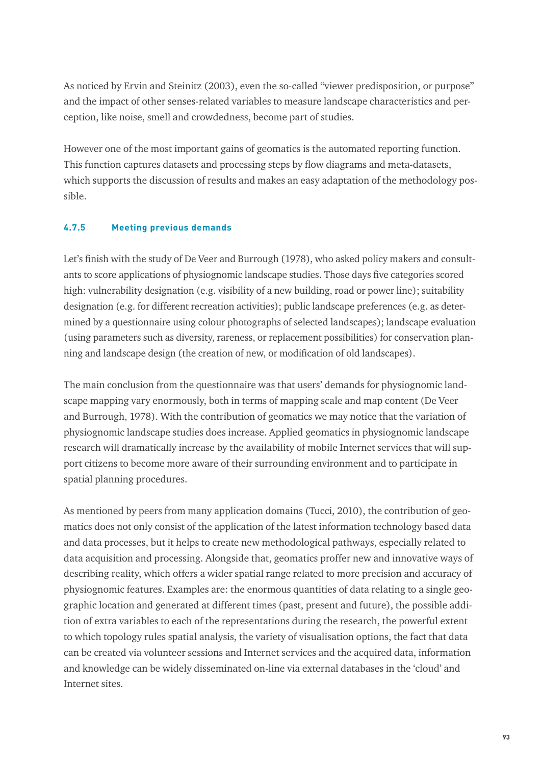As noticed by Ervin and Steinitz (2003), even the so-called “viewer predisposition, or purpose” and the impact of other senses-related variables to measure landscape characteristics and perception, like noise, smell and crowdedness, become part of studies.

However one of the most important gains of geomatics is the automated reporting function. This function captures datasets and processing steps by flow diagrams and meta-datasets, which supports the discussion of results and makes an easy adaptation of the methodology possible.

#### 4.7.5 Meeting previous demands

Let’s finish with the study of De Veer and Burrough (1978), who asked policy makers and consultants to score applications of physiognomic landscape studies. Those days five categories scored high: vulnerability designation (e.g. visibility of a new building, road or power line); suitability designation (e.g. for different recreation activities); public landscape preferences (e.g. as determined by a questionnaire using colour photographs of selected landscapes); landscape evaluation (using parameters such as diversity, rareness, or replacement possibilities) for conservation planning and landscape design (the creation of new, or modification of old landscapes).

The main conclusion from the questionnaire was that users’ demands for physiognomic landscape mapping vary enormously, both in terms of mapping scale and map content (De Veer and Burrough, 1978). With the contribution of geomatics we may notice that the variation of physiognomic landscape studies does increase. Applied geomatics in physiognomic landscape research will dramatically increase by the availability of mobile Internet services that will support citizens to become more aware of their surrounding environment and to participate in spatial planning procedures.

As mentioned by peers from many application domains (Tucci, 2010), the contribution of geomatics does not only consist of the application of the latest information technology based data and data processes, but it helps to create new methodological pathways, especially related to data acquisition and processing. Alongside that, geomatics proffer new and innovative ways of describing reality, which offers a wider spatial range related to more precision and accuracy of physiognomic features. Examples are: the enormous quantities of data relating to a single geographic location and generated at different times (past, present and future), the possible addition of extra variables to each of the representations during the research, the powerful extent to which topology rules spatial analysis, the variety of visualisation options, the fact that data can be created via volunteer sessions and Internet services and the acquired data, information and knowledge can be widely disseminated on-line via external databases in the ‘cloud’ and Internet sites.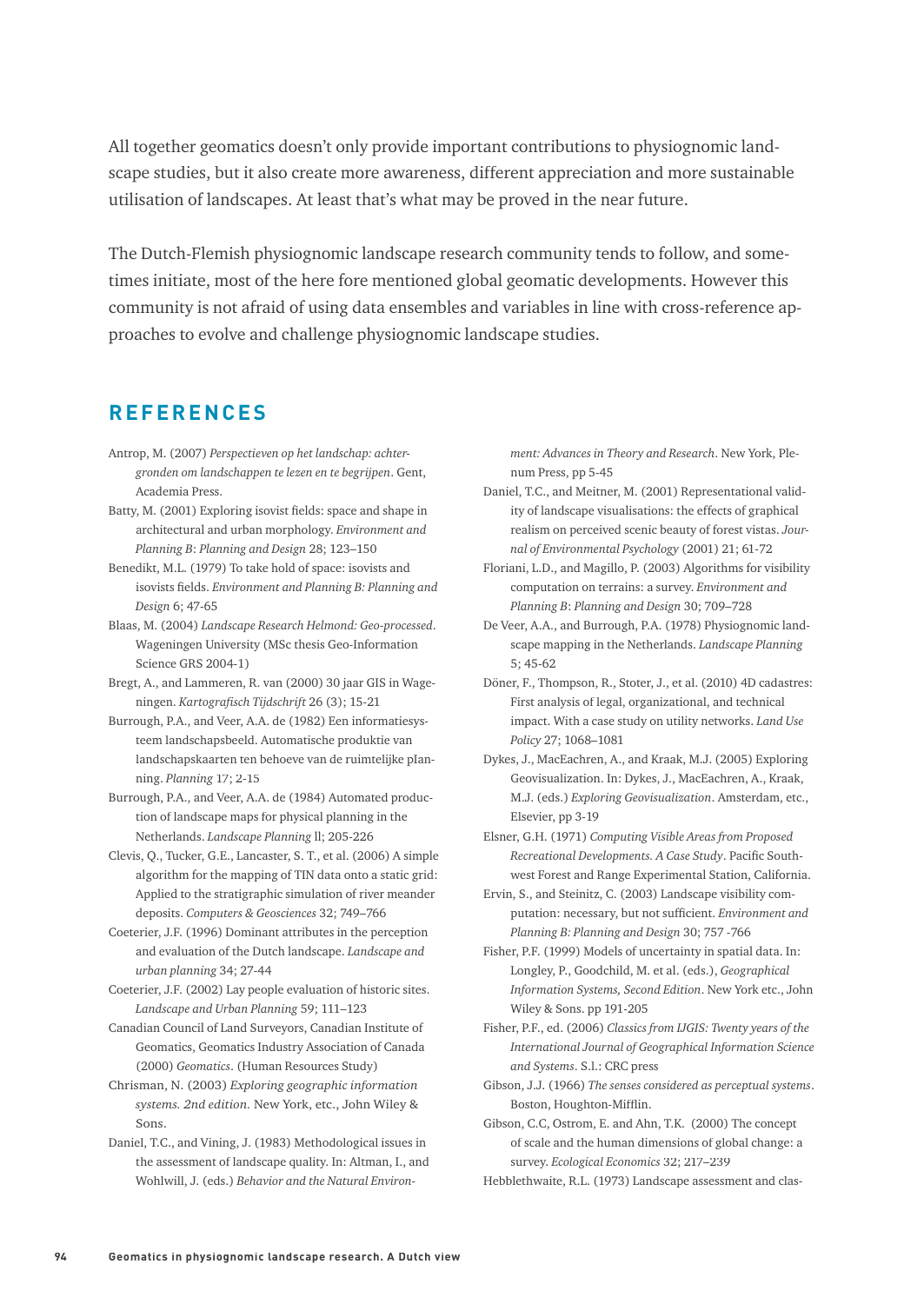All together geomatics doesn't only provide important contributions to physiognomic landscape studies, but it also create more awareness, different appreciation and more sustainable utilisation of landscapes. At least that's what may be proved in the near future.

The Dutch-Flemish physiognomic landscape research community tends to follow, and sometimes initiate, most of the here fore mentioned global geomatic developments. However this community is not afraid of using data ensembles and variables in line with cross-reference approaches to evolve and challenge physiognomic landscape studies.

## REFERENCES

Antrop, M. (2007) *Perspectieven op het landschap: achtergronden om landschappen te lezen en te begrijpen*. Gent, Academia Press.

Batty, M. (2001) Exploring isovist fields: space and shape in architectural and urban morphology. *Environment and Planning B: Planning and Design* 28; 123–150

Benedikt, M.L. (1979) To take hold of space: isovists and isovists fields. *Environment and Planning B: Planning and Design* 6; 47-65

Blaas, M. (2004) *Landscape Research Helmond: Geo-processed*. Wageningen University (MSc thesis Geo-Information Science GRS 2004-1)

Bregt, A., and Lammeren, R. van (2000) 30 jaar GIS in Wageningen. *Kartografisch Tijdschrift* 26 (3); 15-21

Burrough, P.A., and Veer, A.A. de (1982) Een informatiesysteem landschapsbeeld. Automatische produktie van landschapskaarten ten behoeve van de ruimtelijke planning. *Planning* 17; 2-15

Burrough, P.A., and Veer, A.A. de (1984) Automated production of landscape maps for physical planning in the Netherlands. *Landscape Planning* ll; 205-226

Clevis, Q., Tucker, G.E., Lancaster, S. T., et al. (2006) A simple algorithm for the mapping of TIN data onto a static grid: Applied to the stratigraphic simulation of river meander deposits. *Computers & Geosciences* 32; 749–766

Coeterier, J.F. (1996) Dominant attributes in the perception and evaluation of the Dutch landscape. *Landscape and urban planning* 34; 27-44

Coeterier, J.F. (2002) Lay people evaluation of historic sites. *Landscape and Urban Planning* 59; 111–123

Canadian Council of Land Surveyors, Canadian Institute of Geomatics, Geomatics Industry Association of Canada (2000) *Geomatics*. (Human Resources Study)

Chrisman, N. (2003) *Exploring geographic information systems. 2nd edition.* New York, etc., John Wiley & Sons.

Daniel, T.C., and Vining, J. (1983) Methodological issues in the assessment of landscape quality. In: Altman, I., and Wohlwill, J. (eds.) *Behavior and the Natural Environment: Advances in Theory and Research*. New York, Plenum Press, pp 5-45

Daniel, T.C., and Meitner, M. (2001) Representational validity of landscape visualisations: the effects of graphical realism on perceived scenic beauty of forest vistas. *Journal of Environmental Psychology* (2001) 21; 61-72

Floriani, L.D., and Magillo, P. (2003) Algorithms for visibility computation on terrains: a survey. *Environment and Planning B: Planning and Design* 30; 709–728

De Veer, A.A., and Burrough, P.A. (1978) Physiognomic landscape mapping in the Netherlands. *Landscape Planning* 5; 45-62

Döner, F., Thompson, R., Stoter, J., et al. (2010) 4D cadastres: First analysis of legal, organizational, and technical impact. With a case study on utility networks. *Land Use Policy* 27; 1068–1081

Dykes, J., MacEachren, A., and Kraak, M.J. (2005) Exploring Geovisualization. In: Dykes, J., MacEachren, A., Kraak, M.J. (eds.) *Exploring Geovisualization*. Amsterdam, etc., Elsevier, pp 3-19

Elsner, G.H. (1971) *Computing Visible Areas from Proposed Recreational Developments. A Case Study*. Pacific Southwest Forest and Range Experimental Station, California.

Ervin, S., and Steinitz, C. (2003) Landscape visibility computation: necessary, but not sufficient. *Environment and Planning B: Planning and Design* 30; 757 -766

Fisher, P.F. (1999) Models of uncertainty in spatial data. In: Longley, P., Goodchild, M. et al. (eds.), *Geographical Information Systems, Second Edition*. New York etc., John Wiley & Sons. pp 191-205

Fisher, P.F., ed. (2006) *Classics from IJGIS: Twenty years of the International Journal of Geographical Information Science and Systems*. S.l.: CRC press

Gibson, J.J. (1966) *The senses considered as perceptual systems*. Boston, Houghton-Mifflin.

Gibson, C.C, Ostrom, E. and Ahn, T.K. (2000) The concept of scale and the human dimensions of global change: a survey. *Ecological Economics* 32; 217–239

Hebblethwaite, R.L. (1973) Landscape assessment and clas-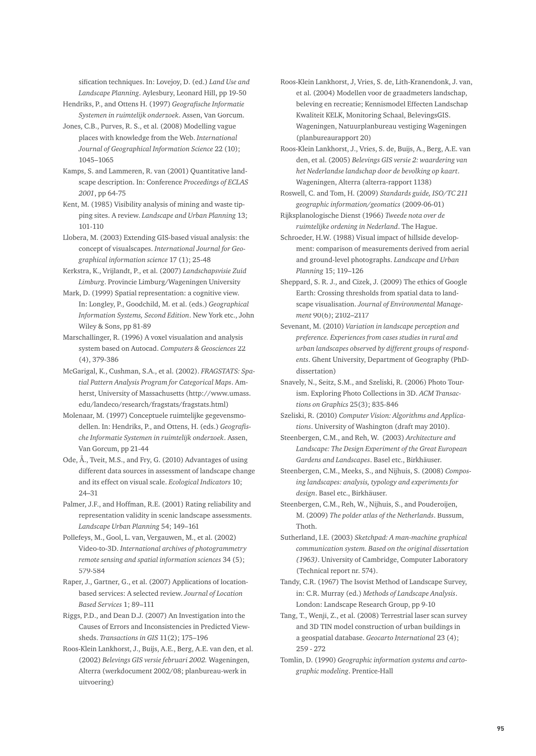sification techniques. In: Lovejoy, D. (ed.) *Land Use and Landscape Planning*. Aylesbury, Leonard Hill, pp 19-50

Hendriks, P., and Ottens H. (1997) *Geografische Informatie Systemen in ruimtelijk onderzoek*. Assen, Van Gorcum.

Jones, C.B., Purves, R. S., et al. (2008) Modelling vague places with knowledge from the Web. *International Journal of Geographical Information Science* 22 (10); 1045–1065

Kamps, S. and Lammeren, R. van (2001) Quantitative landscape description. In: Conference *Proceedings of ECLAS 2001*, pp 64-75

Kent, M. (1985) Visibility analysis of mining and waste tipping sites. A review. *Landscape and Urban Planning* 13; 101-110

Llobera, M. (2003) Extending GIS-based visual analysis: the concept of visualscapes. *International Journal for Geographical information science* 17 (1); 25-48

Kerkstra, K., Vrijlandt, P., et al. (2007) *Landschapsvisie Zuid Limburg*. Provincie Limburg/Wageningen University

Mark, D. (1999) Spatial representation: a cognitive view. In: Longley, P., Goodchild, M. et al. (eds.) *Geographical Information Systems, Second Edition*. New York etc., John Wiley & Sons, pp 81-89

Marschallinger, R. (1996) A voxel visualation and analysis system based on Autocad. *Computers & Geosciences* 22 (4), 379-386

McGarigal, K., Cushman, S.A., et al. (2002). *FRAGSTATS: Spatial Pattern Analysis Program for Categorical Maps*. Amherst, University of Massachusetts (http://www.umass.edu/landeco/research/fragstats/fragstats.html)

Molenaar, M. (1997) Conceptuele ruimtelijke gegevensmodellen. In: Hendriks, P., and Ottens, H. (eds.) *Geografische Informatie Systemen in ruimtelijk onderzoek*. Assen, Van Gorcum, pp 21-44

Ode, Å., Tveit, M.S., and Fry, G. (2010) Advantages of using different data sources in assessment of landscape change and its effect on visual scale. *Ecological Indicators* 10; 24–31

Palmer, J.F., and Hoffman, R.E. (2001) Rating reliability and representation validity in scenic landscape assessments. *Landscape Urban Planning* 54; 149–161

Pollefeys, M., Gool, L. van, Vergauwen, M., et al. (2002) Video-to-3D. *International archives of photogrammetry remote sensing and spatial information sciences* 34 (5); 579-584

Raper, J., Gartner, G., et al. (2007) Applications of location-based services: A selected review. *Journal of Location Based Services* 1; 89–111

Riggs, P.D., and Dean D.J. (2007) An Investigation into the Causes of Errors and Inconsistencies in Predicted Viewsheds. *Transactions in GIS* 11(2); 175–196

Roos-Klein Lankhorst, J., Buijs, A.E., Berg, A.E. van den, et al. (2002) *Belevings GIS versie februari 2002.* Wageningen, Alterra (werkdocument 2002/08; planbureau-werk in uitvoering)

Roos-Klein Lankhorst, J, Vries, S. de, Lith-Kranendonk, J. van, et al. (2004) Modellen voor de graadmeters landschap, beleving en recreatie; Kennismodel Effecten Landschap Kwaliteit KELK, Monitoring Schaal, BelevingsGIS. Wageningen, Natuurplanbureau vestiging Wageningen (planbureaurapport 20)

Roos-Klein Lankhorst, J., Vries, S. de, Buijs, A., Berg, A.E. van den, et al. (2005) *Belevings GIS versie 2: waardering van het Nederlandse landschap door de bevolking op kaart*. Wageningen, Alterra (alterra-rapport 1138)

Roswell, C. and Tom, H. (2009) *Standards guide, ISO/TC 211 geographic information/geomatics* (2009-06-01)

Rijksplanologische Dienst (1966) *Tweede nota over de ruimtelijke ordening in Nederland*. The Hague.

Schroeder, H.W. (1988) Visual impact of hillside development: comparison of measurements derived from aerial and ground-level photographs. *Landscape and Urban Planning* 15; 119–126

Sheppard, S. R. J., and Cizek, J. (2009) The ethics of Google Earth: Crossing thresholds from spatial data to landscape visualisation. *Journal of Environmental Management* 90(6); 2102–2117

Sevenant, M. (2010) *Variation in landscape perception and preference. Experiences from cases studies in rural and urban landscapes observed by different groups of respondents*. Ghent University, Department of Geography (PhD-dissertation)

Snavely, N., Seitz, S.M., and Szeliski, R. (2006) Photo Tourism. Exploring Photo Collections in 3D. *ACM Transactions on Graphics* 25(3); 835-846

Szeliski, R. (2010) *Computer Vision: Algorithms and Applications*. University of Washington (draft may 2010).

Steenbergen, C.M., and Reh, W. (2003) *Architecture and Landscape: The Design Experiment of the Great European Gardens and Landscapes*. Basel etc., Birkhäuser.

Steenbergen, C.M., Meeks, S., and Nijhuis, S. (2008) *Composing landscapes: analysis, typology and experiments for design*. Basel etc., Birkhäuser.

Steenbergen, C.M., Reh, W., Nijhuis, S., and Pouderoijen, M. (2009) *The polder atlas of the Netherlands*. Bussum, Thoth.

Sutherland, I.E. (2003) *Sketchpad: A man-machine graphical communication system. Based on the original dissertation (1963)*. University of Cambridge, Computer Laboratory (Technical report nr. 574).

Tandy, C.R. (1967) The Isovist Method of Landscape Survey, in: C.R. Murray (ed.) *Methods of Landscape Analysis*. London: Landscape Research Group, pp 9-10

Tang, T., Wenji, Z., et al. (2008) Terrestrial laser scan survey and 3D TIN model construction of urban buildings in a geospatial database. *Geocarto International* 23 (4); 259 - 272

Tomlin, D. (1990) *Geographic information systems and cartographic modeling*. Prentice-Hall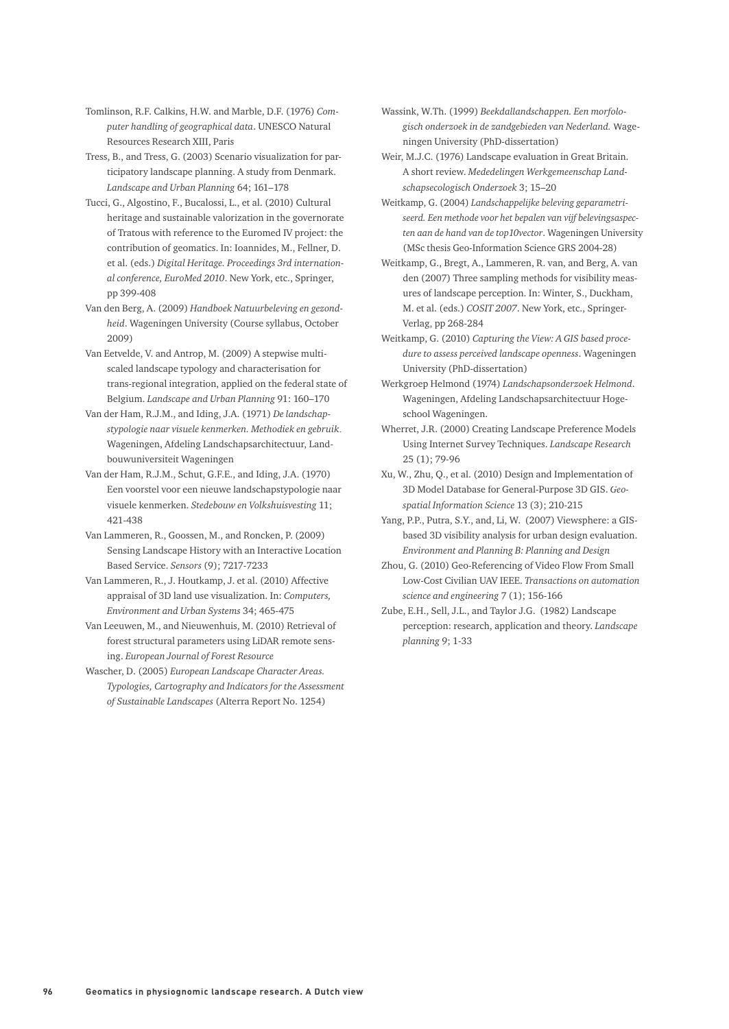Tomlinson, R.F. Calkins, H.W. and Marble, D.F. (1976) *Computer handling of geographical data*. UNESCO Natural Resources Research XIII, Paris

Tress, B., and Tress, G. (2003) Scenario visualization for participatory landscape planning. A study from Denmark. *Landscape and Urban Planning* 64; 161–178

Tucci, G., Algostino, F., Bucalossi, L., et al. (2010) Cultural heritage and sustainable valorization in the governorate of Tratous with reference to the Euromed IV project: the contribution of geomatics. In: Ioannides, M., Fellner, D. et al. (eds.) *Digital Heritage. Proceedings 3rd international conference, EuroMed 2010*. New York, etc., Springer, pp 399-408

Van den Berg, A. (2009) *Handboek Natuurbeleving en gezondheid*. Wageningen University (Course syllabus, October 2009)

Van Eetvelde, V. and Antrop, M. (2009) A stepwise multi-scaled landscape typology and characterisation for trans-regional integration, applied on the federal state of Belgium. *Landscape and Urban Planning* 91: 160–170

Van der Ham, R.J.M., and Iding, J.A. (1971) *De landschapstypologie naar visuele kenmerken. Methodiek en gebruik.* Wageningen, Afdeling Landschapsarchitectuur, Landbouwuniversiteit Wageningen

Van der Ham, R.J.M., Schut, G.F.E., and Iding, J.A. (1970) Een voorstel voor een nieuwe landschapstypologie naar visuele kenmerken. *Stedebouw en Volkshuisvesting* 11; 421-438

Van Lammeren, R., Goossen, M., and Roncken, P. (2009) Sensing Landscape History with an Interactive Location Based Service. *Sensors* (9); 7217-7233

Van Lammeren, R., J. Houtkamp, J. et al. (2010) Affective appraisal of 3D land use visualization. In: *Computers, Environment and Urban Systems* 34; 465-475

Van Leeuwen, M., and Nieuwenhuis, M. (2010) Retrieval of forest structural parameters using LiDAR remote sensing. *European Journal of Forest Resource*

Wascher, D. (2005) *European Landscape Character Areas. Typologies, Cartography and Indicators for the Assessment of Sustainable Landscapes* (Alterra Report No. 1254)

Wassink, W.Th. (1999) *Beekdallandschappen. Een morfologisch onderzoek in de zandgebieden van Nederland.* Wageningen University (PhD-dissertation)

Weir, M.J.C. (1976) Landscape evaluation in Great Britain. A short review. *Mededelingen Werkgemeenschap Landschapsecologisch Onderzoek* 3; 15–20

Weitkamp, G. (2004) *Landschappelijke beleving geparametriseerd. Een methode voor het bepalen van vijf belevingsaspecten aan de hand van de top10vector*. Wageningen University (MSc thesis Geo-Information Science GRS 2004-28)

Weitkamp, G., Bregt, A., Lammeren, R. van, and Berg, A. van den (2007) Three sampling methods for visibility measures of landscape perception. In: Winter, S., Duckham, M. et al. (eds.) *COSIT 2007*. New York, etc., Springer-Verlag, pp 268-284

Weitkamp, G. (2010) *Capturing the View: A GIS based procedure to assess perceived landscape openness*. Wageningen University (PhD-dissertation)

Werkgroep Helmond (1974) *Landschapsonderzoek Helmond*. Wageningen, Afdeling Landschapsarchitectuur Hogeschool Wageningen.

Wherret, J.R. (2000) Creating Landscape Preference Models Using Internet Survey Techniques. *Landscape Research* 25 (1); 79-96

Xu, W., Zhu, Q., et al. (2010) Design and Implementation of 3D Model Database for General-Purpose 3D GIS. *Geospatial Information Science* 13 (3); 210-215

Yang, P.P., Putra, S.Y., and, Li, W. (2007) Viewsphere: a GIS-based 3D visibility analysis for urban design evaluation. *Environment and Planning B: Planning and Design*

Zhou, G. (2010) Geo-Referencing of Video Flow From Small Low-Cost Civilian UAV IEEE. *Transactions on automation science and engineering* 7 (1); 156-166

Zube, E.H., Sell, J.L., and Taylor J.G. (1982) Landscape perception: research, application and theory. *Landscape planning* 9; 1-33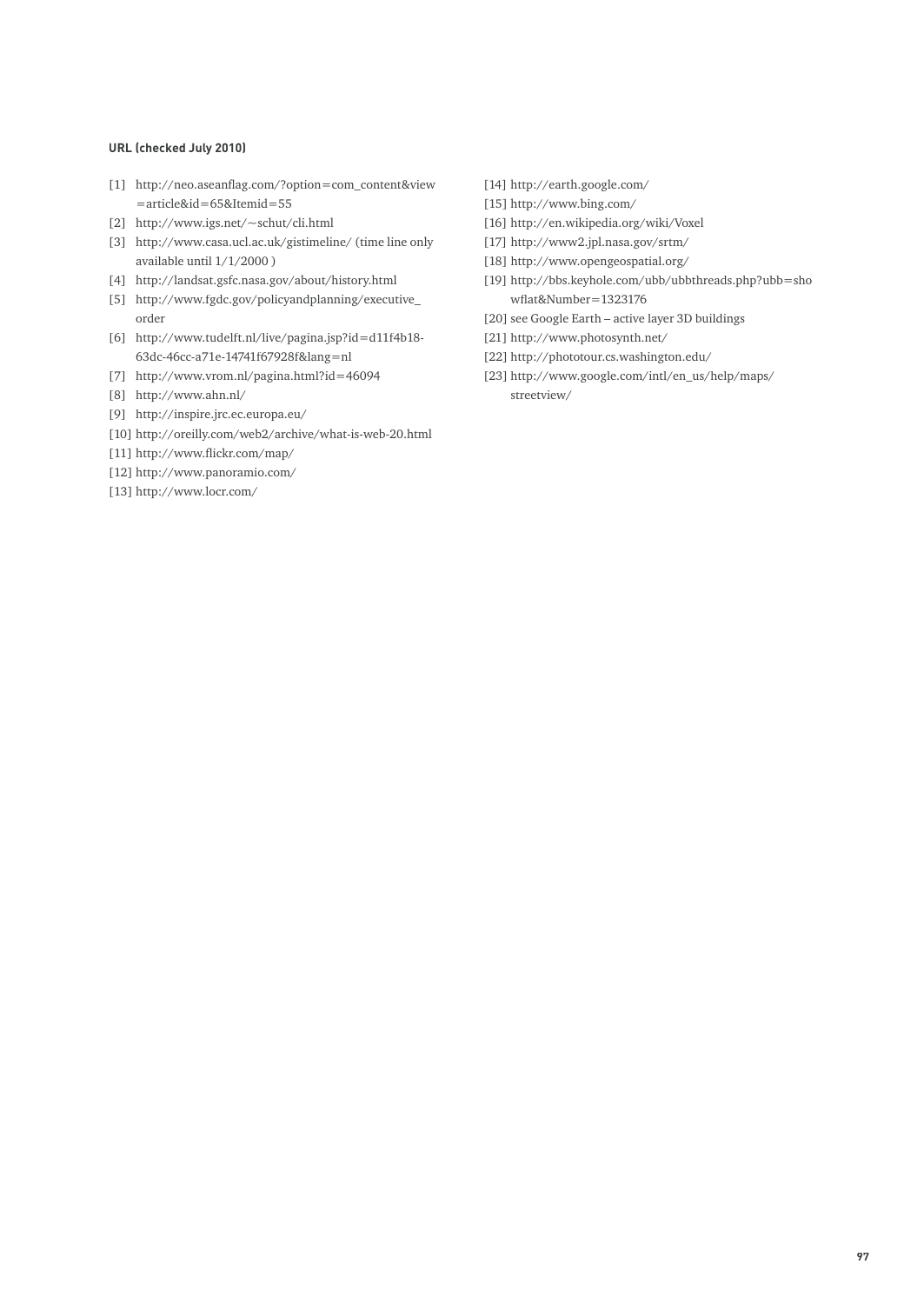**URL (checked July 2010)**

[1] http://neo.aseanflag.com/?option=com_content&view=article&id=65&Itemid=55
[2] http://www.igs.net/~schut/cli.html
[3] http://www.casa.ucl.ac.uk/gistimeline/ (time line only available until 1/1/2000 )
[4] http://landsat.gsfc.nasa.gov/about/history.html
[5] http://www.fgdc.gov/policyandplanning/executive_order
[6] http://www.tudelft.nl/live/pagina.jsp?id=d11f4b18-63dc-46cc-a71e-14741f67928f&lang=nl
[7] http://www.vrom.nl/pagina.html?id=46094
[8] http://www.ahn.nl/
[9] http://inspire.jrc.ec.europa.eu/
[10] http://oreilly.com/web2/archive/what-is-web-20.html
[11] http://www.flickr.com/map/
[12] http://www.panoramio.com/
[13] http://www.locr.com/
[14] http://earth.google.com/
[15] http://www.bing.com/
[16] http://en.wikipedia.org/wiki/Voxel
[17] http://www2.jpl.nasa.gov/srtm/
[18] http://www.opengeospatial.org/
[19] http://bbs.keyhole.com/ubb/ubbthreads.php?ubb=showflat&Number=1323176
[20] see Google Earth – active layer 3D buildings
[21] http://www.photosynth.net/
[22] http://phototour.cs.washington.edu/
[23] http://www.google.com/intl/en_us/help/maps/streetview/